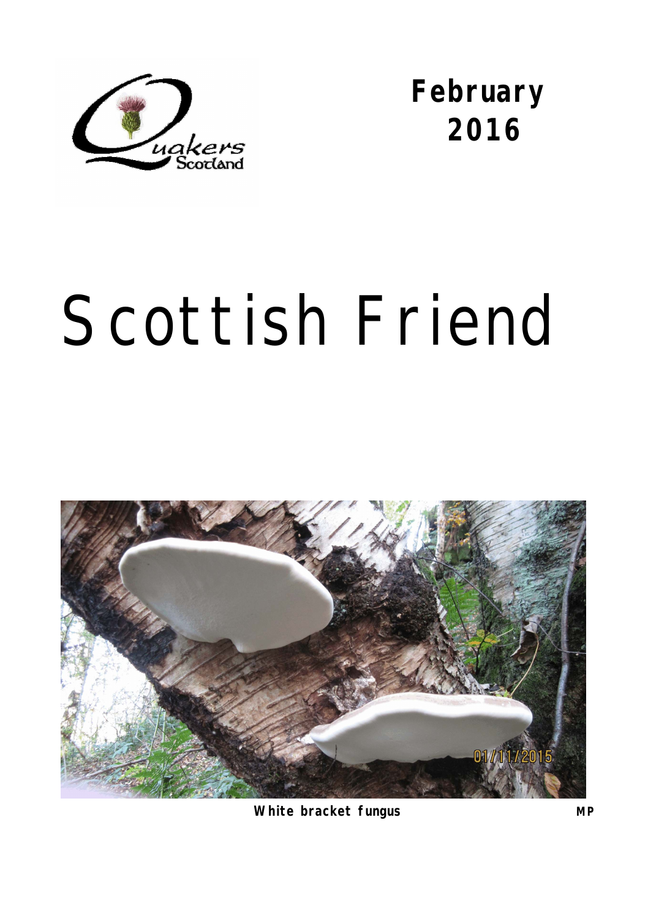February 2016

# Scottish Friend

**White bracket fungus** **MP**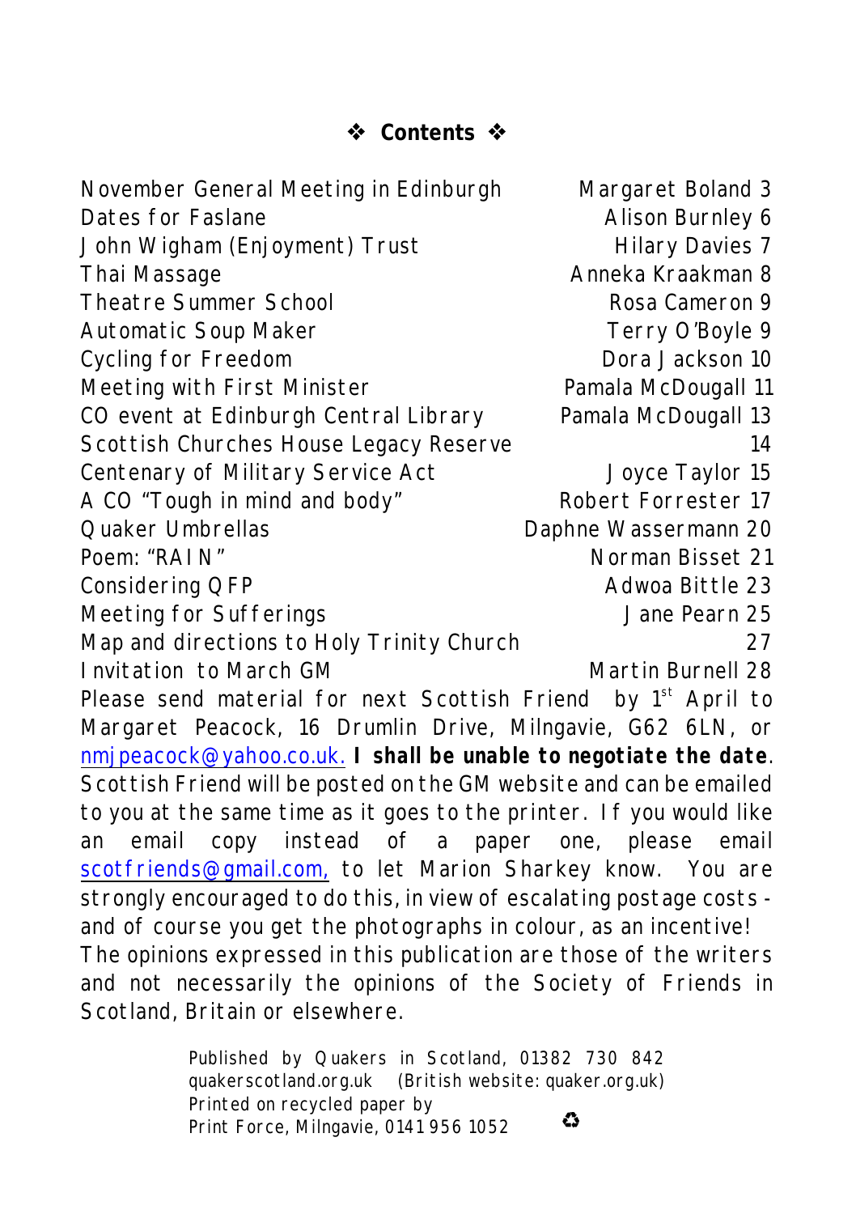## ❖ Contents ❖

| | | |
|---|---|---|
| November General Meeting in Edinburgh | Margaret Boland | 3 |
| Dates for Faslane | Alison Burnley | 6 |
| John Wigham (Enjoyment) Trust | Hilary Davies | 7 |
| Thai Massage | Anneka Kraakman | 8 |
| Theatre Summer School | Rosa Cameron | 9 |
| Automatic Soup Maker | Terry O'Boyle | 9 |
| Cycling for Freedom | Dora Jackson | 10 |
| Meeting with First Minister | Pamala McDougall | 11 |
| CO event at Edinburgh Central Library | Pamala McDougall | 13 |
| Scottish Churches House Legacy Reserve | | 14 |
| Centenary of Military Service Act | Joyce Taylor | 15 |
| A CO "Tough in mind and body" | Robert Forrester | 17 |
| Quaker Umbrellas | Daphne Wassermann | 20 |
| Poem: "RAIN" | Norman Bisset | 21 |
| Considering QFP | Adwoa Bittle | 23 |
| Meeting for Sufferings | Jane Pearn | 25 |
| Map and directions to Holy Trinity Church | | 27 |
| Invitation to March GM | Martin Burnell | 28 |

Please send material for next Scottish Friend by 1st April to Margaret Peacock, 16 Drumlin Drive, Milngavie, G62 6LN, or nmjpeacock@yahoo.co.uk. **I shall be unable to negotiate the date**. Scottish Friend will be posted on the GM website and can be emailed to you at the same time as it goes to the printer. If you would like an email copy instead of a paper one, please email scotfriends@gmail.com, to let Marion Sharkey know. You are strongly encouraged to do this, in view of escalating postage costs - and of course you get the photographs in colour, as an incentive!

The opinions expressed in this publication are those of the writers and not necessarily the opinions of the Society of Friends in Scotland, Britain or elsewhere.

Published by Quakers in Scotland, 01382 730 842
quakerscotland.org.uk (British website: quaker.org.uk)
Printed on recycled paper by
Print Force, Milngavie, 0141 956 1052 ♻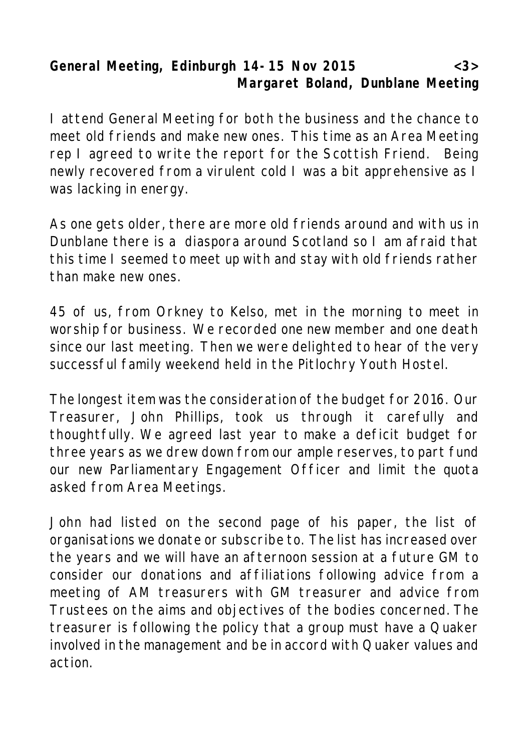**General Meeting, Edinburgh 14-15 Nov 2015 <3>**
**Margaret Boland, Dunblane Meeting**

I attend General Meeting for both the business and the chance to meet old friends and make new ones. This time as an Area Meeting rep I agreed to write the report for the Scottish Friend. Being newly recovered from a virulent cold I was a bit apprehensive as I was lacking in energy.

As one gets older, there are more old friends around and with us in Dunblane there is a diaspora around Scotland so I am afraid that this time I seemed to meet up with and stay with old friends rather than make new ones.

45 of us, from Orkney to Kelso, met in the morning to meet in worship for business. We recorded one new member and one death since our last meeting. Then we were delighted to hear of the very successful family weekend held in the Pitlochry Youth Hostel.

The longest item was the consideration of the budget for 2016. Our Treasurer, John Phillips, took us through it carefully and thoughtfully. We agreed last year to make a deficit budget for three years as we drew down from our ample reserves, to part fund our new Parliamentary Engagement Officer and limit the quota asked from Area Meetings.

John had listed on the second page of his paper, the list of organisations we donate or subscribe to. The list has increased over the years and we will have an afternoon session at a future GM to consider our donations and affiliations following advice from a meeting of AM treasurers with GM treasurer and advice from Trustees on the aims and objectives of the bodies concerned. The treasurer is following the policy that a group must have a Quaker involved in the management and be in accord with Quaker values and action.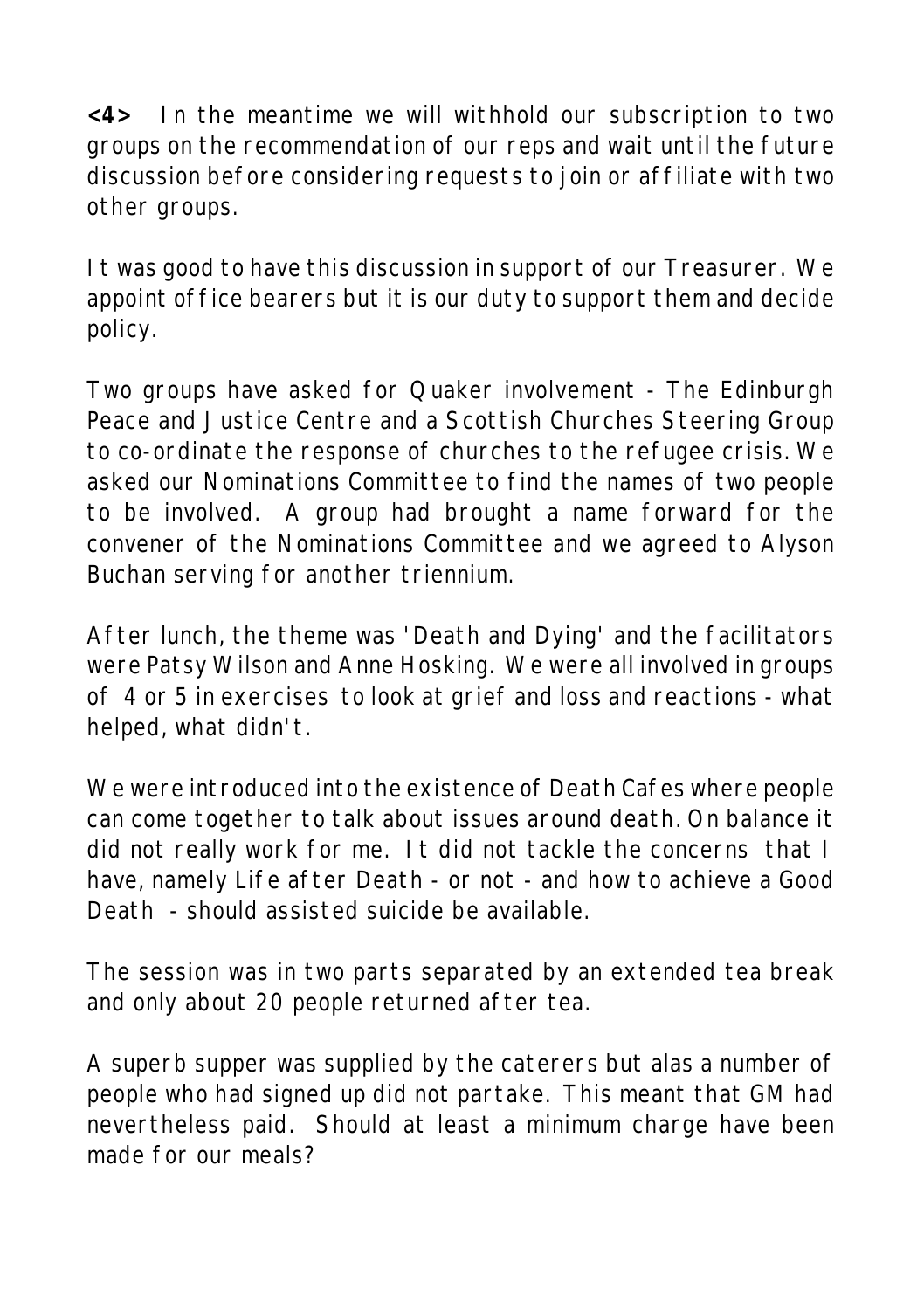**<4>** In the meantime we will withhold our subscription to two groups on the recommendation of our reps and wait until the future discussion before considering requests to join or affiliate with two other groups.

It was good to have this discussion in support of our Treasurer. We appoint office bearers but it is our duty to support them and decide policy.

Two groups have asked for Quaker involvement - The Edinburgh Peace and Justice Centre and a Scottish Churches Steering Group to co-ordinate the response of churches to the refugee crisis. We asked our Nominations Committee to find the names of two people to be involved. A group had brought a name forward for the convener of the Nominations Committee and we agreed to Alyson Buchan serving for another triennium.

After lunch, the theme was 'Death and Dying' and the facilitators were Patsy Wilson and Anne Hosking. We were all involved in groups of 4 or 5 in exercises to look at grief and loss and reactions - what helped, what didn't.

We were introduced into the existence of Death Cafes where people can come together to talk about issues around death. On balance it did not really work for me. It did not tackle the concerns that I have, namely Life after Death - or not - and how to achieve a Good Death - should assisted suicide be available.

The session was in two parts separated by an extended tea break and only about 20 people returned after tea.

A superb supper was supplied by the caterers but alas a number of people who had signed up did not partake. This meant that GM had nevertheless paid. Should at least a minimum charge have been made for our meals?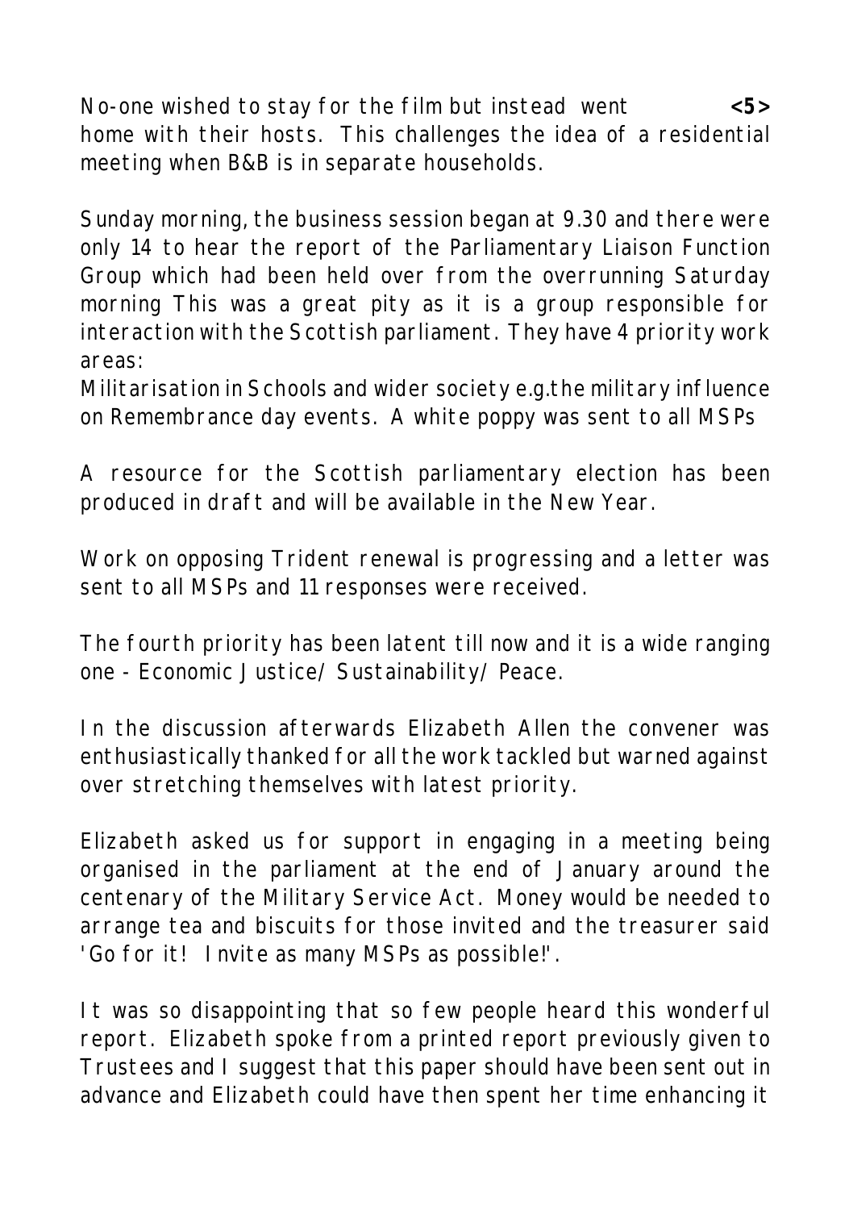No-one wished to stay for the film but instead went home with their hosts. This challenges the idea of a residential meeting when B&B is in separate households.

Sunday morning, the business session began at 9.30 and there were only 14 to hear the report of the Parliamentary Liaison Function Group which had been held over from the overrunning Saturday morning This was a great pity as it is a group responsible for interaction with the Scottish parliament. They have 4 priority work areas:

Militarisation in Schools and wider society e.g.the military influence on Remembrance day events. A white poppy was sent to all MSPs

A resource for the Scottish parliamentary election has been produced in draft and will be available in the New Year.

Work on opposing Trident renewal is progressing and a letter was sent to all MSPs and 11 responses were received.

The fourth priority has been latent till now and it is a wide ranging one - Economic Justice/ Sustainability/ Peace.

In the discussion afterwards Elizabeth Allen the convener was enthusiastically thanked for all the work tackled but warned against over stretching themselves with latest priority.

Elizabeth asked us for support in engaging in a meeting being organised in the parliament at the end of January around the centenary of the Military Service Act. Money would be needed to arrange tea and biscuits for those invited and the treasurer said 'Go for it! Invite as many MSPs as possible!'.

It was so disappointing that so few people heard this wonderful report. Elizabeth spoke from a printed report previously given to Trustees and I suggest that this paper should have been sent out in advance and Elizabeth could have then spent her time enhancing it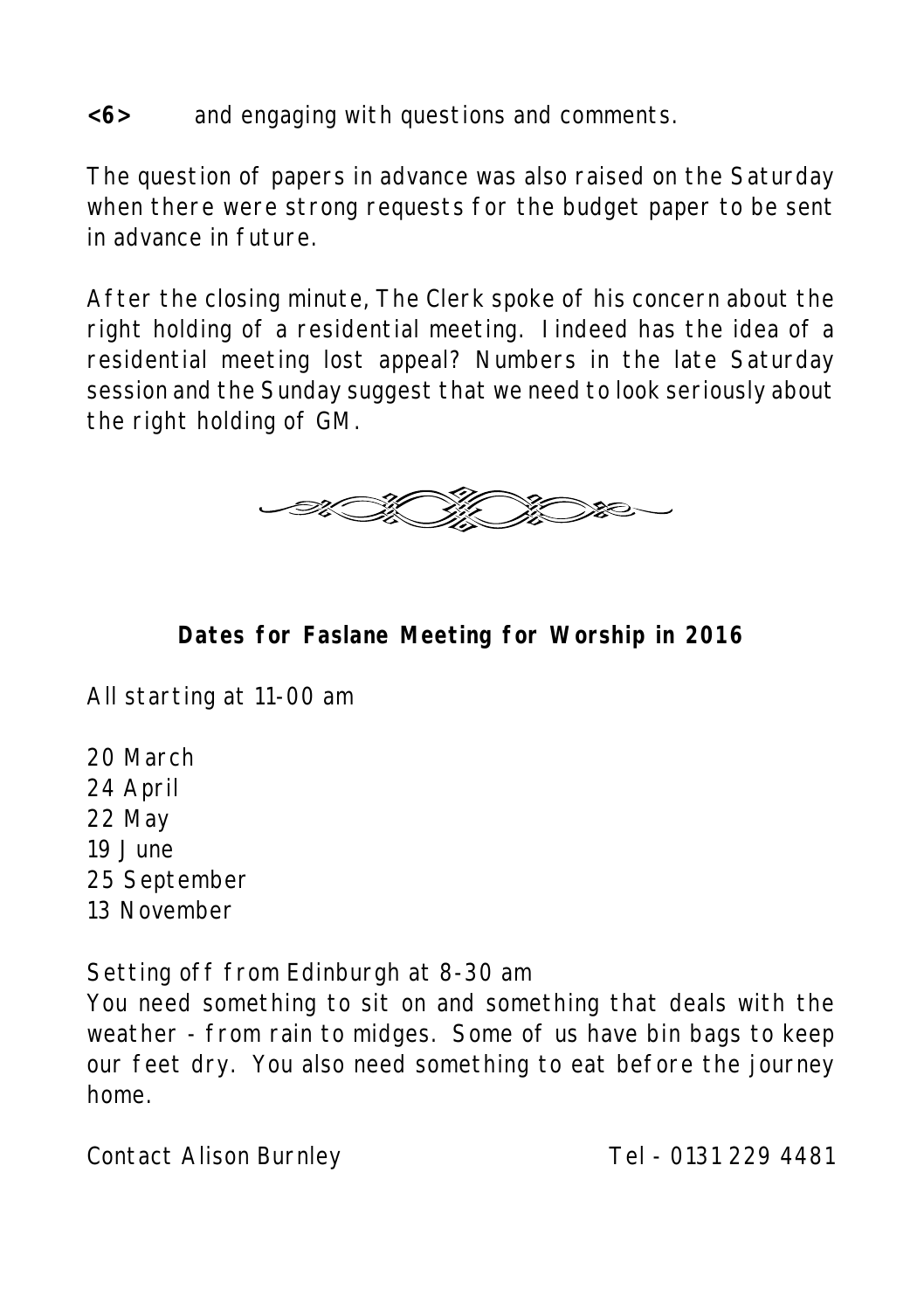**<6>** and engaging with questions and comments.

The question of papers in advance was also raised on the Saturday when there were strong requests for the budget paper to be sent in advance in future.

After the closing minute, The Clerk spoke of his concern about the right holding of a residential meeting. I indeed has the idea of a residential meeting lost appeal? Numbers in the late Saturday session and the Sunday suggest that we need to look seriously about the right holding of GM.

## Dates for Faslane Meeting for Worship in 2016

All starting at 11-00 am

20 March
24 April
22 May
19 June
25 September
13 November

Setting off from Edinburgh at 8-30 am
You need something to sit on and something that deals with the weather - from rain to midges. Some of us have bin bags to keep our feet dry. You also need something to eat before the journey home.

Contact Alison Burnley Tel - 0131 229 4481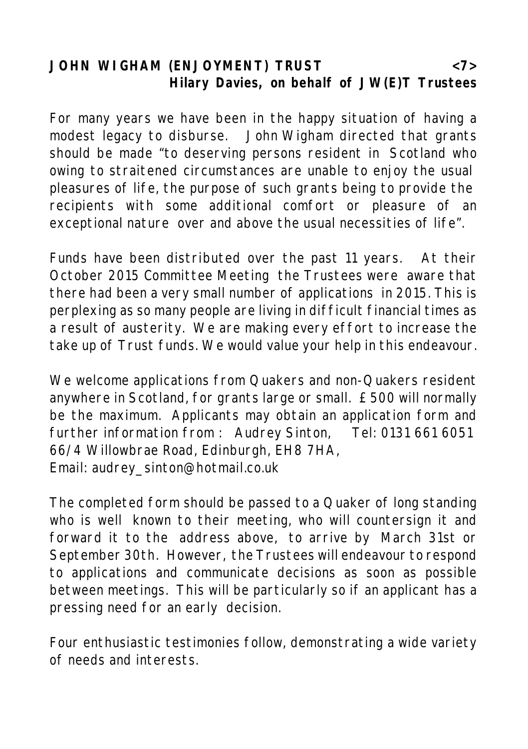## JOHN WIGHAM (ENJOYMENT) TRUST <7>

**Hilary Davies, on behalf of JW(E)T Trustees**

For many years we have been in the happy situation of having a modest legacy to disburse. John Wigham directed that grants should be made "to deserving persons resident in Scotland who owing to straitened circumstances are unable to enjoy the usual pleasures of life, the purpose of such grants being to provide the recipients with some additional comfort or pleasure of an exceptional nature over and above the usual necessities of life".

Funds have been distributed over the past 11 years. At their October 2015 Committee Meeting the Trustees were aware that there had been a very small number of applications in 2015. This is perplexing as so many people are living in difficult financial times as a result of austerity. We are making every effort to increase the take up of Trust funds. We would value your help in this endeavour.

We welcome applications from Quakers and non-Quakers resident anywhere in Scotland, for grants large or small. £500 will normally be the maximum. Applicants may obtain an application form and further information from : Audrey Sinton, Tel: 0131 661 6051
66/4 Willowbrae Road, Edinburgh, EH8 7HA,
Email: audrey_sinton@hotmail.co.uk

The completed form should be passed to a Quaker of long standing who is well known to their meeting, who will countersign it and forward it to the address above, to arrive by March 31st or September 30th. However, the Trustees will endeavour to respond to applications and communicate decisions as soon as possible between meetings. This will be particularly so if an applicant has a pressing need for an early decision.

Four enthusiastic testimonies follow, demonstrating a wide variety of needs and interests.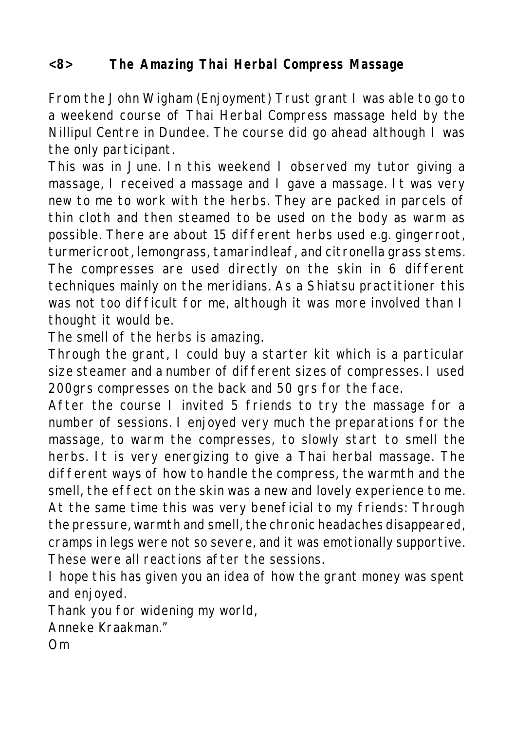## <8> The Amazing Thai Herbal Compress Massage

From the John Wigham (Enjoyment) Trust grant I was able to go to a weekend course of Thai Herbal Compress massage held by the Nillipul Centre in Dundee. The course did go ahead although I was the only participant.

This was in June. In this weekend I observed my tutor giving a massage, I received a massage and I gave a massage. It was very new to me to work with the herbs. They are packed in parcels of thin cloth and then steamed to be used on the body as warm as possible. There are about 15 different herbs used e.g. gingerroot, turmericroot, lemongrass, tamarindleaf, and citronella grass stems. The compresses are used directly on the skin in 6 different techniques mainly on the meridians. As a Shiatsu practitioner this was not too difficult for me, although it was more involved than I thought it would be.

The smell of the herbs is amazing.

Through the grant, I could buy a starter kit which is a particular size steamer and a number of different sizes of compresses. I used 200grs compresses on the back and 50 grs for the face.

After the course I invited 5 friends to try the massage for a number of sessions. I enjoyed very much the preparations for the massage, to warm the compresses, to slowly start to smell the herbs. It is very energizing to give a Thai herbal massage. The different ways of how to handle the compress, the warmth and the smell, the effect on the skin was a new and lovely experience to me. At the same time this was very beneficial to my friends: Through the pressure, warmth and smell, the chronic headaches disappeared, cramps in legs were not so severe, and it was emotionally supportive. These were all reactions after the sessions.

I hope this has given you an idea of how the grant money was spent and enjoyed.

Thank you for widening my world,

Anneke Kraakman."

Om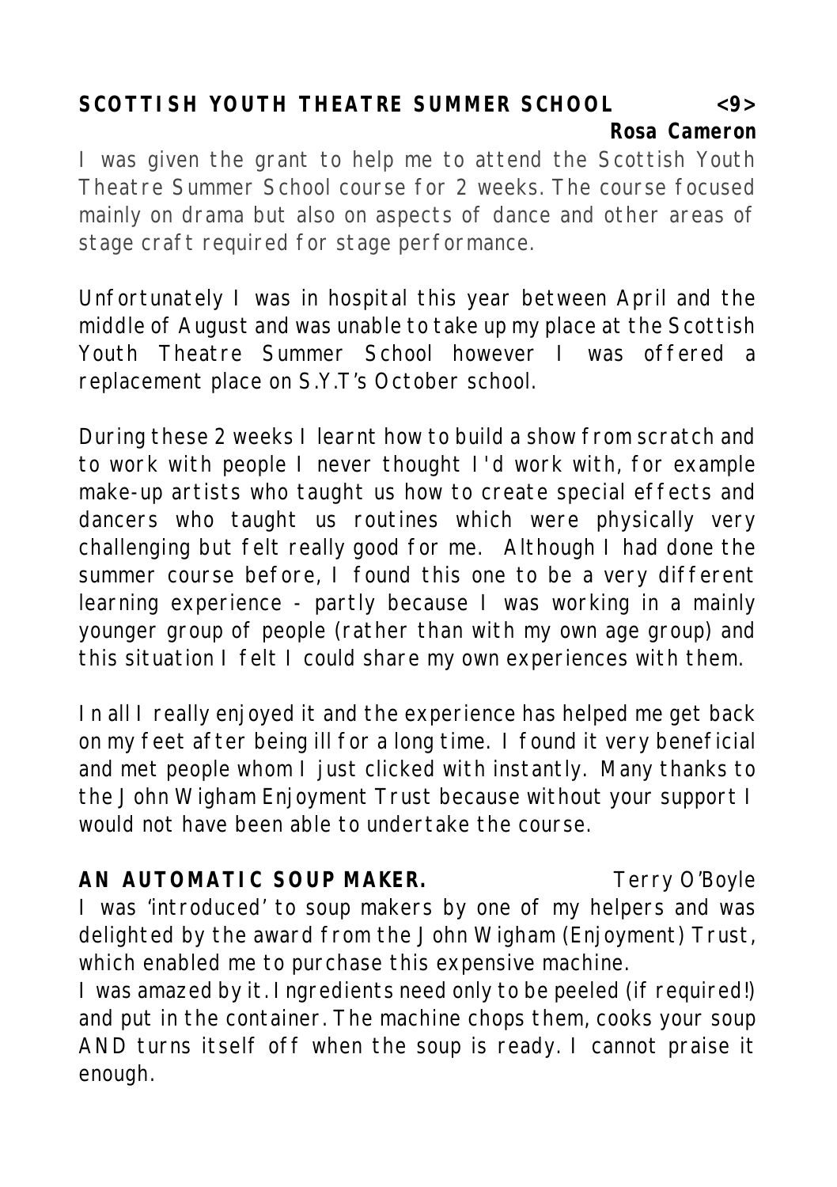## SCOTTISH YOUTH THEATRE SUMMER SCHOOL <9>

**Rosa Cameron**

I was given the grant to help me to attend the Scottish Youth Theatre Summer School course for 2 weeks. The course focused mainly on drama but also on aspects of dance and other areas of stage craft required for stage performance.

Unfortunately I was in hospital this year between April and the middle of August and was unable to take up my place at the Scottish Youth Theatre Summer School however I was offered a replacement place on S.Y.T's October school.

During these 2 weeks I learnt how to build a show from scratch and to work with people I never thought I'd work with, for example make-up artists who taught us how to create special effects and dancers who taught us routines which were physically very challenging but felt really good for me. Although I had done the summer course before, I found this one to be a very different learning experience - partly because I was working in a mainly younger group of people (rather than with my own age group) and this situation I felt I could share my own experiences with them.

In all I really enjoyed it and the experience has helped me get back on my feet after being ill for a long time. I found it very beneficial and met people whom I just clicked with instantly. Many thanks to the John Wigham Enjoyment Trust because without your support I would not have been able to undertake the course.

## AN AUTOMATIC SOUP MAKER.

Terry O'Boyle

I was 'introduced' to soup makers by one of my helpers and was delighted by the award from the John Wigham (Enjoyment) Trust, which enabled me to purchase this expensive machine.

I was amazed by it. Ingredients need only to be peeled (if required!) and put in the container. The machine chops them, cooks your soup AND turns itself off when the soup is ready. I cannot praise it enough.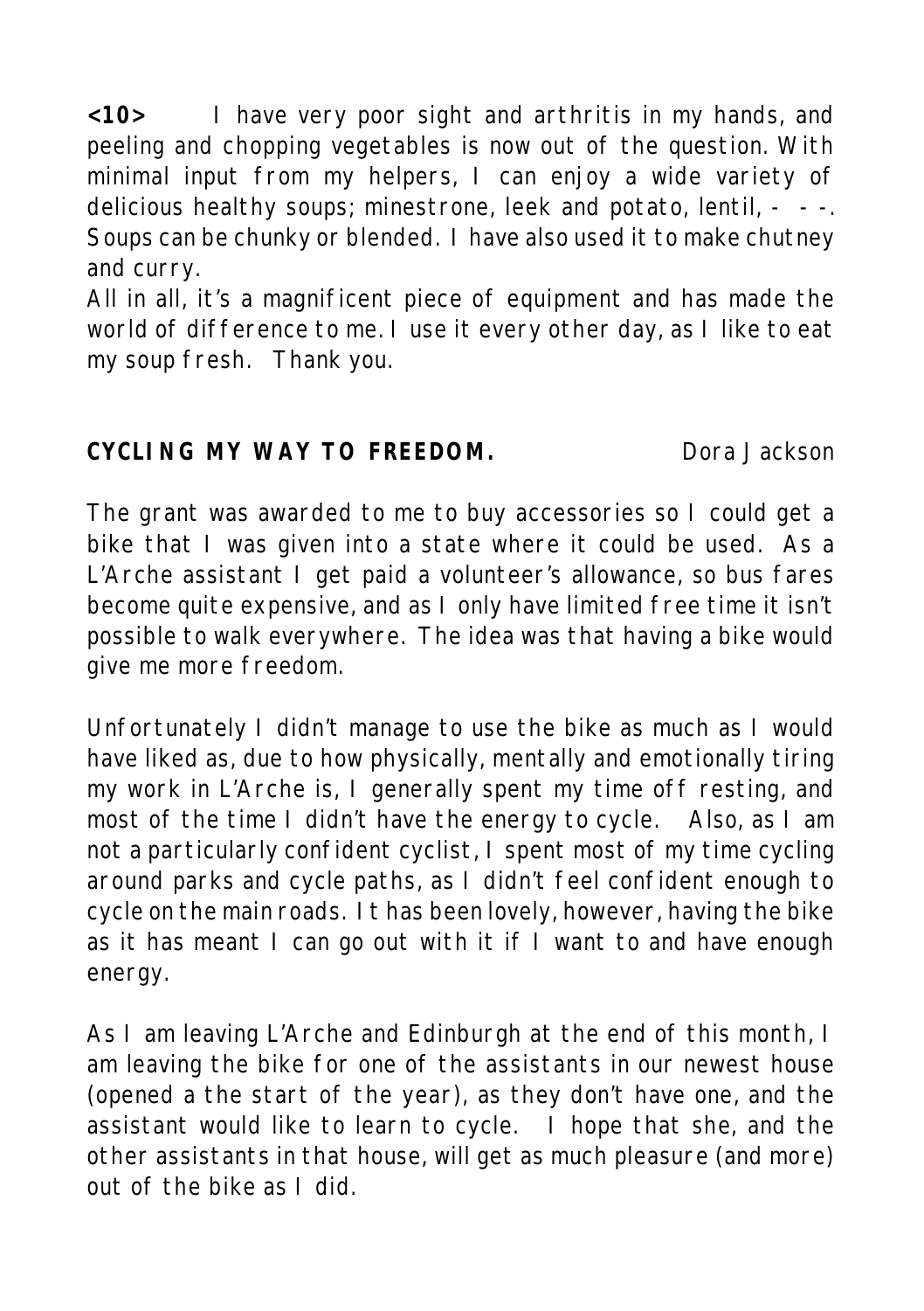**<10>** I have very poor sight and arthritis in my hands, and peeling and chopping vegetables is now out of the question. With minimal input from my helpers, I can enjoy a wide variety of delicious healthy soups; minestrone, leek and potato, lentil, - - -. Soups can be chunky or blended. I have also used it to make chutney and curry.

All in all, it's a magnificent piece of equipment and has made the world of difference to me. I use it every other day, as I like to eat my soup fresh. Thank you.

**CYCLING MY WAY TO FREEDOM.** Dora Jackson

The grant was awarded to me to buy accessories so I could get a bike that I was given into a state where it could be used. As a L'Arche assistant I get paid a volunteer's allowance, so bus fares become quite expensive, and as I only have limited free time it isn't possible to walk everywhere. The idea was that having a bike would give me more freedom.

Unfortunately I didn't manage to use the bike as much as I would have liked as, due to how physically, mentally and emotionally tiring my work in L'Arche is, I generally spent my time off resting, and most of the time I didn't have the energy to cycle. Also, as I am not a particularly confident cyclist, I spent most of my time cycling around parks and cycle paths, as I didn't feel confident enough to cycle on the main roads. It has been lovely, however, having the bike as it has meant I can go out with it if I want to and have enough energy.

As I am leaving L'Arche and Edinburgh at the end of this month, I am leaving the bike for one of the assistants in our newest house (opened a the start of the year), as they don't have one, and the assistant would like to learn to cycle. I hope that she, and the other assistants in that house, will get as much pleasure (and more) out of the bike as I did.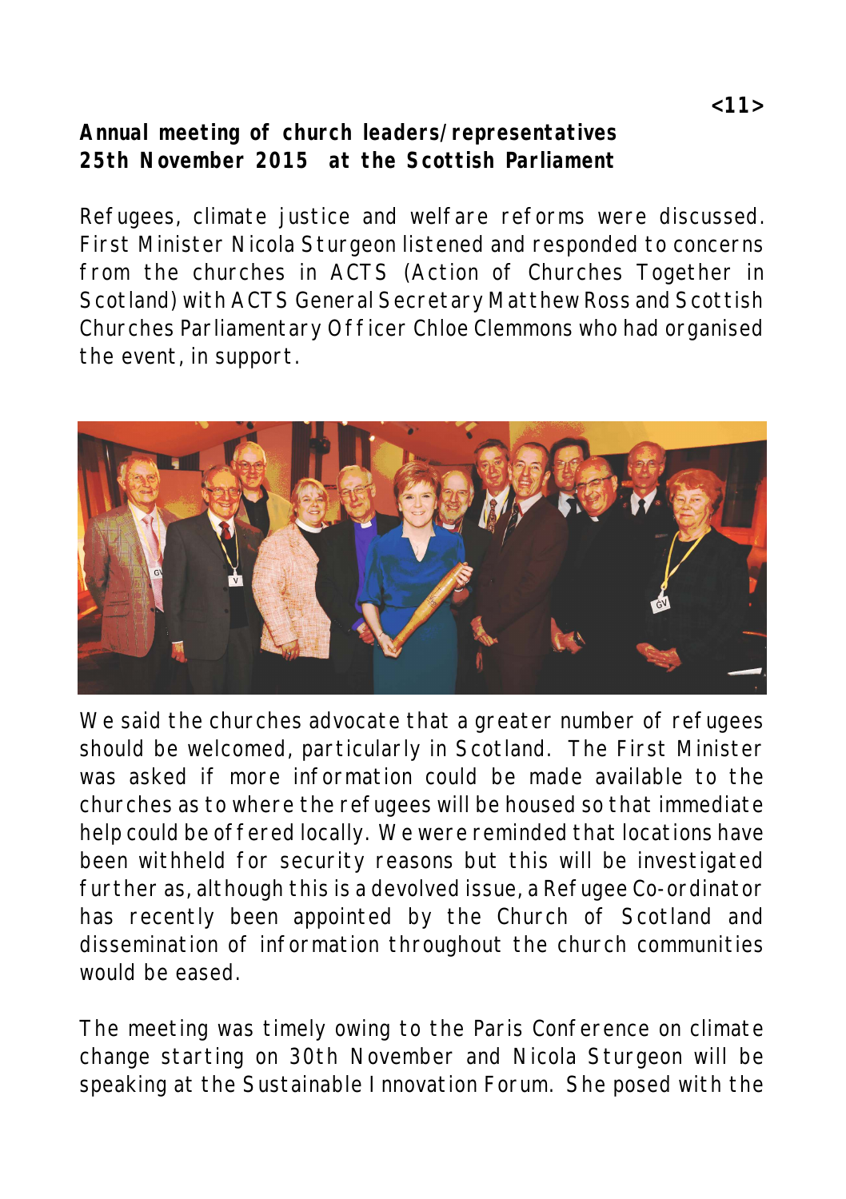**Annual meeting of church leaders/representatives 25th November 2015 at the Scottish Parliament**

Refugees, climate justice and welfare reforms were discussed. First Minister Nicola Sturgeon listened and responded to concerns from the churches in ACTS (Action of Churches Together in Scotland) with ACTS General Secretary Matthew Ross and Scottish Churches Parliamentary Officer Chloe Clemmons who had organised the event, in support.

We said the churches advocate that a greater number of refugees should be welcomed, particularly in Scotland. The First Minister was asked if more information could be made available to the churches as to where the refugees will be housed so that immediate help could be offered locally. We were reminded that locations have been withheld for security reasons but this will be investigated further as, although this is a devolved issue, a Refugee Co-ordinator has recently been appointed by the Church of Scotland and dissemination of information throughout the church communities would be eased.

The meeting was timely owing to the Paris Conference on climate change starting on 30th November and Nicola Sturgeon will be speaking at the Sustainable Innovation Forum. She posed with the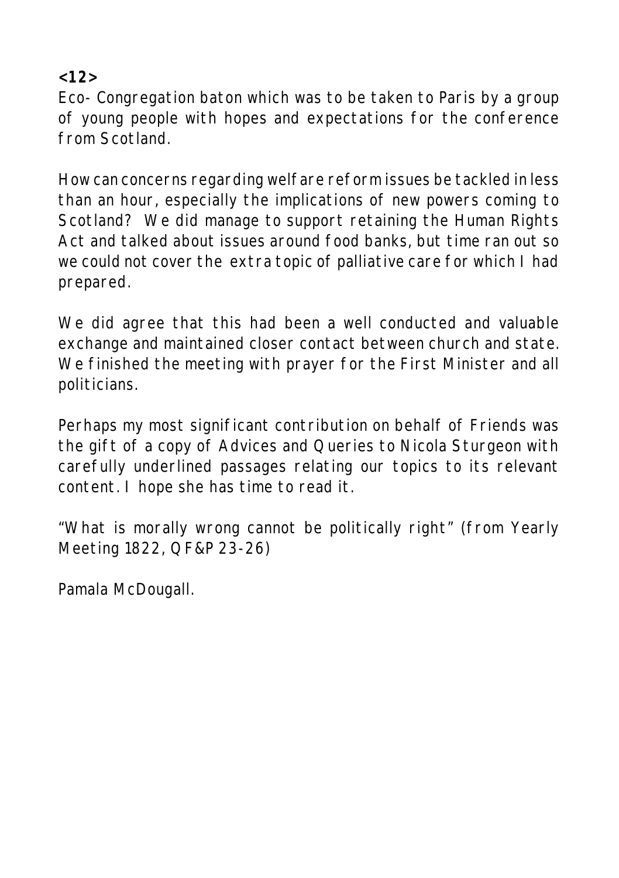Eco- Congregation baton which was to be taken to Paris by a group of young people with hopes and expectations for the conference from Scotland.

How can concerns regarding welfare reform issues be tackled in less than an hour, especially the implications of new powers coming to Scotland? We did manage to support retaining the Human Rights Act and talked about issues around food banks, but time ran out so we could not cover the extra topic of palliative care for which I had prepared.

We did agree that this had been a well conducted and valuable exchange and maintained closer contact between church and state. We finished the meeting with prayer for the First Minister and all politicians.

Perhaps my most significant contribution on behalf of Friends was the gift of a copy of Advices and Queries to Nicola Sturgeon with carefully underlined passages relating our topics to its relevant content. I hope she has time to read it.

"What is morally wrong cannot be politically right" (from Yearly Meeting 1822, QF&P 23-26)

Pamala McDougall.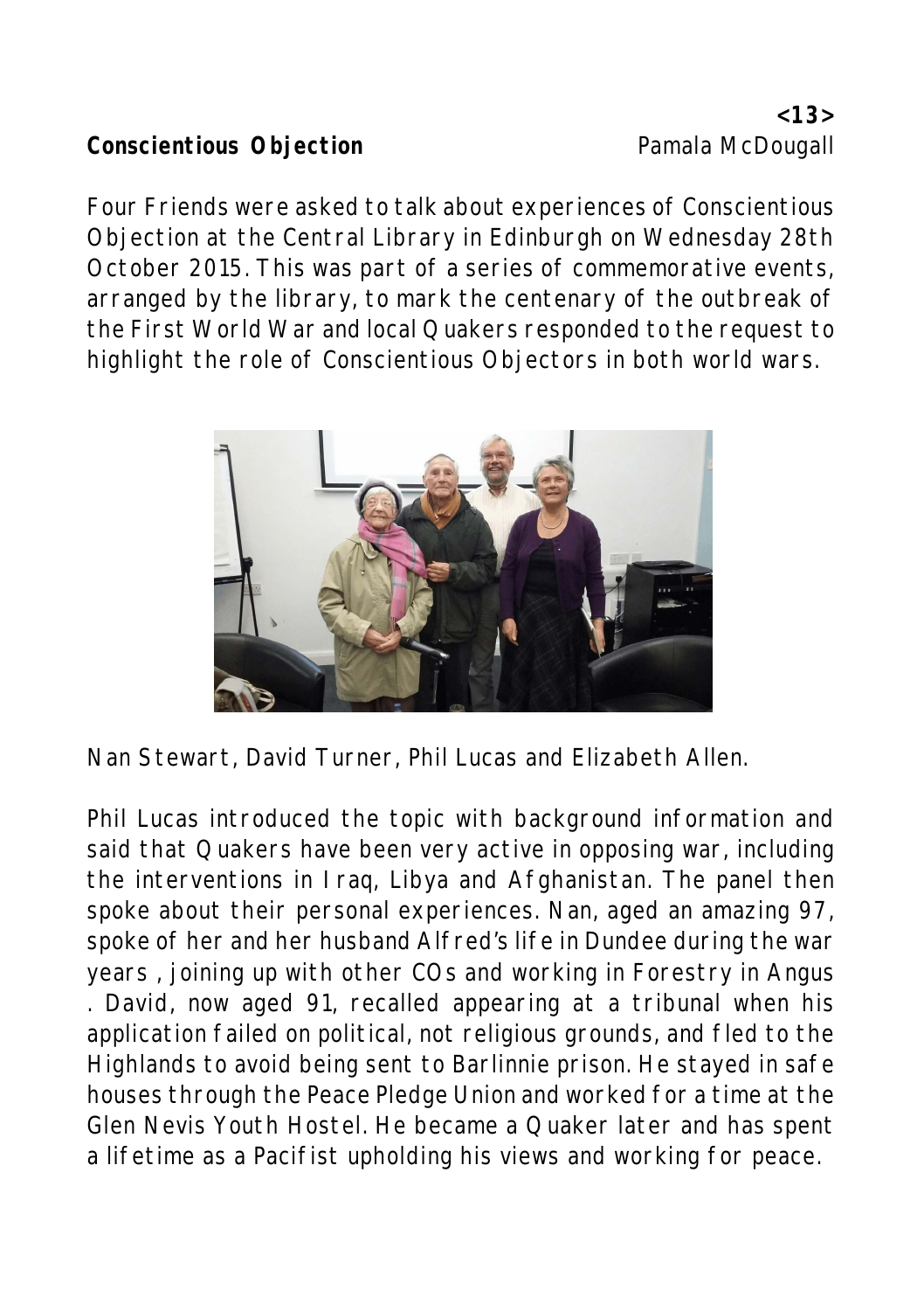**Conscientious Objection** Pamala McDougall

Four Friends were asked to talk about experiences of Conscientious Objection at the Central Library in Edinburgh on Wednesday 28th October 2015. This was part of a series of commemorative events, arranged by the library, to mark the centenary of the outbreak of the First World War and local Quakers responded to the request to highlight the role of Conscientious Objectors in both world wars.

Nan Stewart, David Turner, Phil Lucas and Elizabeth Allen.

Phil Lucas introduced the topic with background information and said that Quakers have been very active in opposing war, including the interventions in Iraq, Libya and Afghanistan. The panel then spoke about their personal experiences. Nan, aged an amazing 97, spoke of her and her husband Alfred's life in Dundee during the war years , joining up with other COs and working in Forestry in Angus . David, now aged 91, recalled appearing at a tribunal when his application failed on political, not religious grounds, and fled to the Highlands to avoid being sent to Barlinnie prison. He stayed in safe houses through the Peace Pledge Union and worked for a time at the Glen Nevis Youth Hostel. He became a Quaker later and has spent a lifetime as a Pacifist upholding his views and working for peace.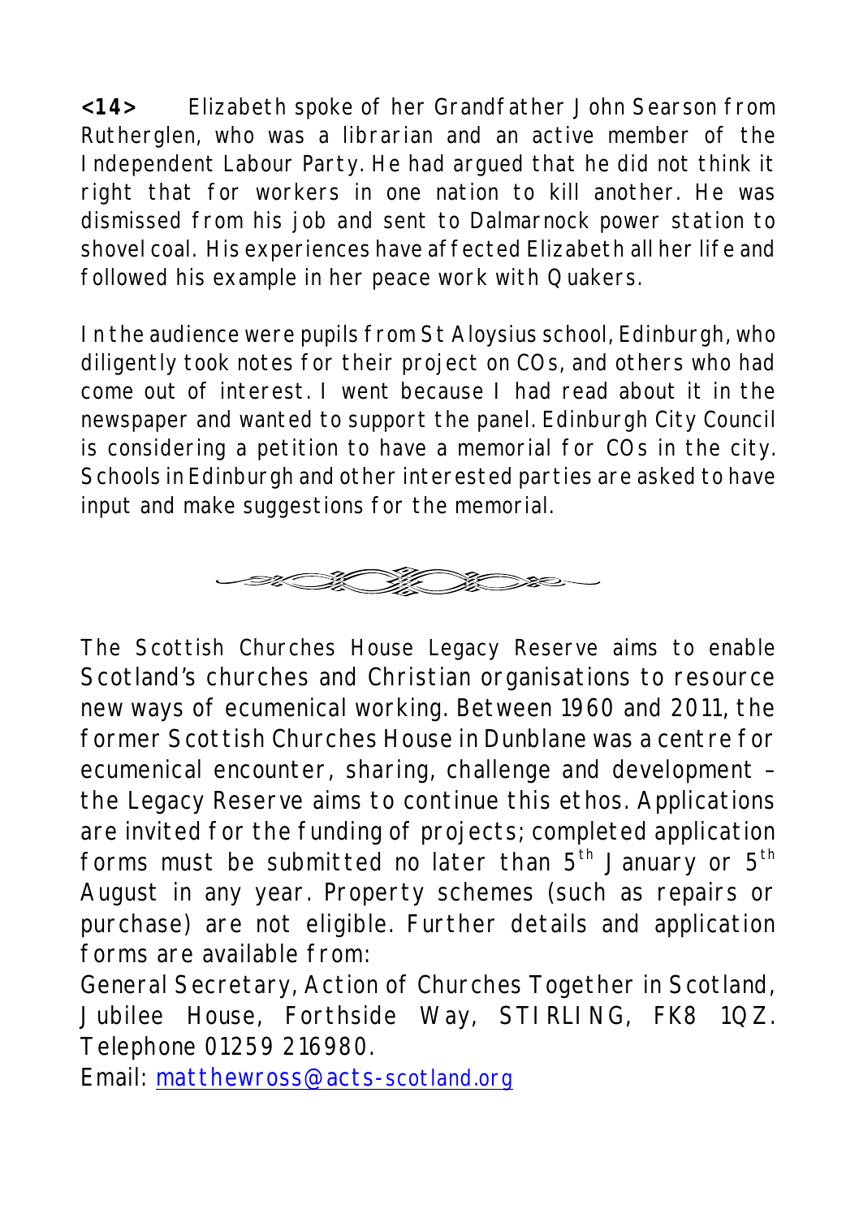**<14>** Elizabeth spoke of her Grandfather John Searson from Rutherglen, who was a librarian and an active member of the Independent Labour Party. He had argued that he did not think it right that for workers in one nation to kill another. He was dismissed from his job and sent to Dalmarnock power station to shovel coal. His experiences have affected Elizabeth all her life and followed his example in her peace work with Quakers.

In the audience were pupils from St Aloysius school, Edinburgh, who diligently took notes for their project on COs, and others who had come out of interest. I went because I had read about it in the newspaper and wanted to support the panel. Edinburgh City Council is considering a petition to have a memorial for COs in the city. Schools in Edinburgh and other interested parties are asked to have input and make suggestions for the memorial.

---

The Scottish Churches House Legacy Reserve aims to enable Scotland's churches and Christian organisations to resource new ways of ecumenical working. Between 1960 and 2011, the former Scottish Churches House in Dunblane was a centre for ecumenical encounter, sharing, challenge and development – the Legacy Reserve aims to continue this ethos. Applications are invited for the funding of projects; completed application forms must be submitted no later than 5th January or 5th August in any year. Property schemes (such as repairs or purchase) are not eligible. Further details and application forms are available from:
General Secretary, Action of Churches Together in Scotland, Jubilee House, Forthside Way, STIRLING, FK8 1QZ. Telephone 01259 216980.
Email: matthewross@acts-scotland.org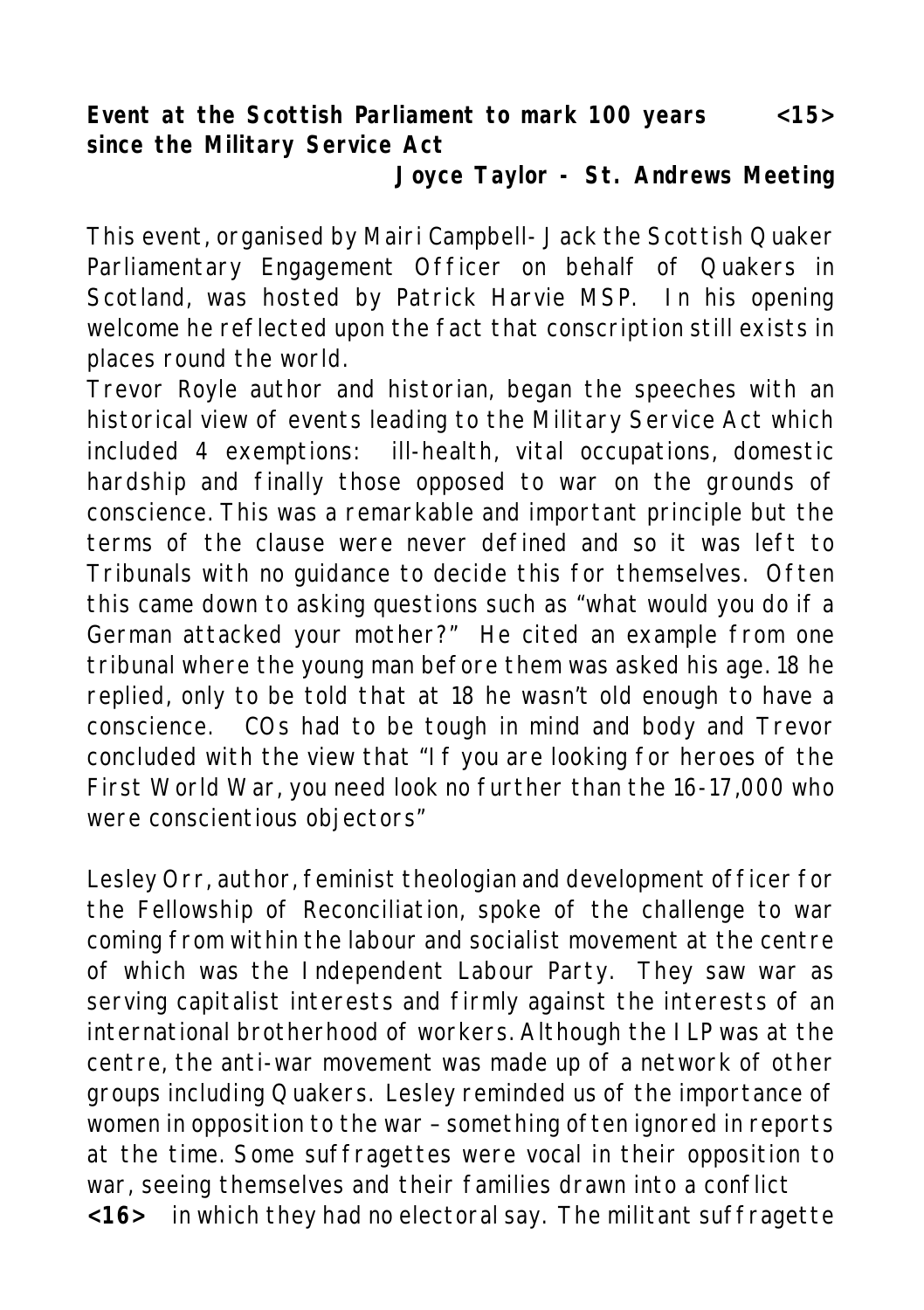**Event at the Scottish Parliament to mark 100 years since the Military Service Act** <15>

**Joyce Taylor - St. Andrews Meeting**

This event, organised by Mairi Campbell-Jack the Scottish Quaker Parliamentary Engagement Officer on behalf of Quakers in Scotland, was hosted by Patrick Harvie MSP. In his opening welcome he reflected upon the fact that conscription still exists in places round the world.

Trevor Royle author and historian, began the speeches with an historical view of events leading to the Military Service Act which included 4 exemptions: ill-health, vital occupations, domestic hardship and finally those opposed to war on the grounds of conscience. This was a remarkable and important principle but the terms of the clause were never defined and so it was left to Tribunals with no guidance to decide this for themselves. Often this came down to asking questions such as "what would you do if a German attacked your mother?" He cited an example from one tribunal where the young man before them was asked his age. 18 he replied, only to be told that at 18 he wasn't old enough to have a conscience. COs had to be tough in mind and body and Trevor concluded with the view that "If you are looking for heroes of the First World War, you need look no further than the 16-17,000 who were conscientious objectors"

Lesley Orr, author, feminist theologian and development officer for the Fellowship of Reconciliation, spoke of the challenge to war coming from within the labour and socialist movement at the centre of which was the Independent Labour Party. They saw war as serving capitalist interests and firmly against the interests of an international brotherhood of workers. Although the ILP was at the centre, the anti-war movement was made up of a network of other groups including Quakers. Lesley reminded us of the importance of women in opposition to the war – something often ignored in reports at the time. Some suffragettes were vocal in their opposition to war, seeing themselves and their families drawn into a conflict **<16>** in which they had no electoral say. The militant suffragette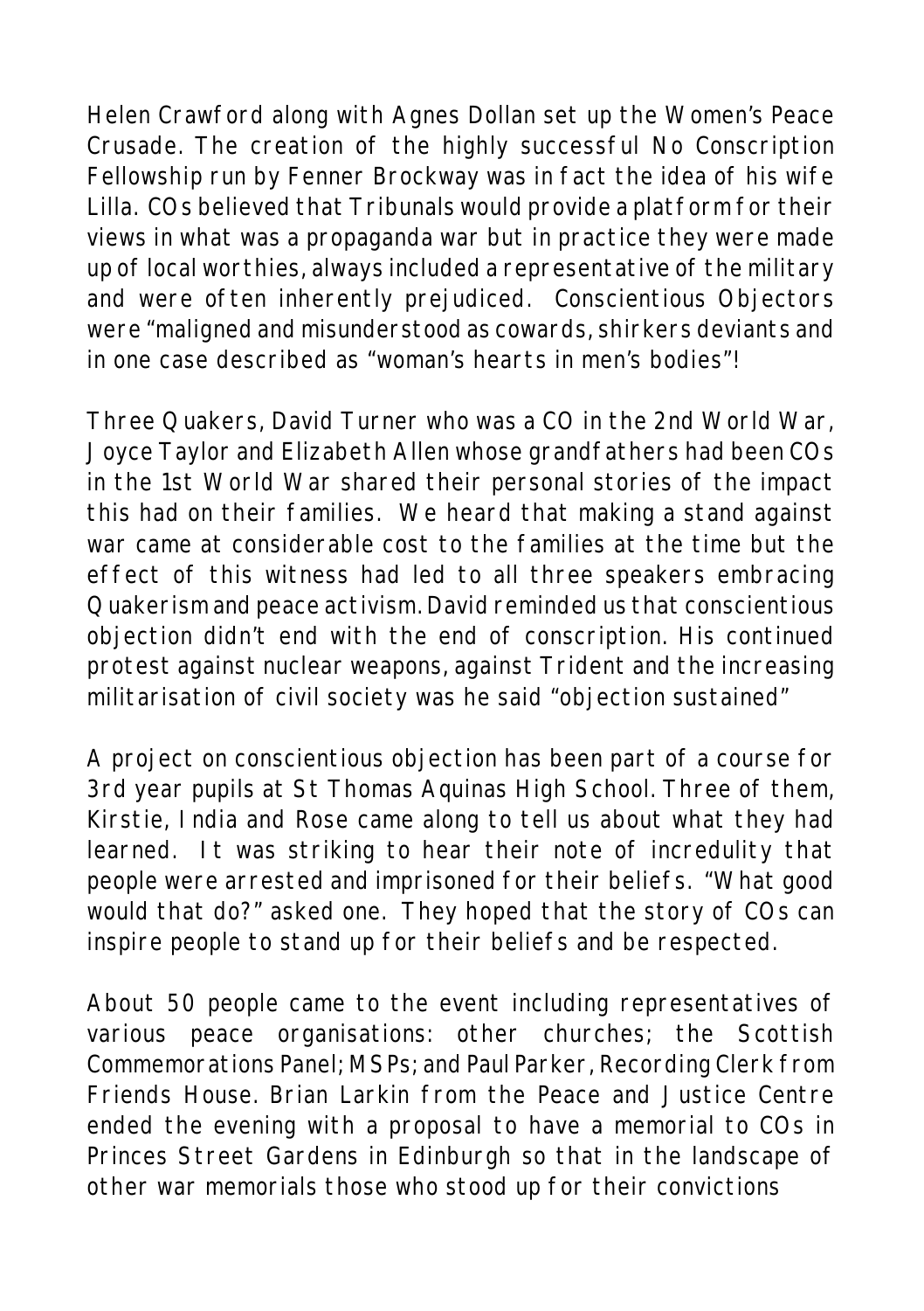Helen Crawford along with Agnes Dollan set up the Women's Peace Crusade. The creation of the highly successful No Conscription Fellowship run by Fenner Brockway was in fact the idea of his wife Lilla. COs believed that Tribunals would provide a platform for their views in what was a propaganda war but in practice they were made up of local worthies, always included a representative of the military and were often inherently prejudiced. Conscientious Objectors were "maligned and misunderstood as cowards, shirkers deviants and in one case described as "woman's hearts in men's bodies"!

Three Quakers, David Turner who was a CO in the 2nd World War, Joyce Taylor and Elizabeth Allen whose grandfathers had been COs in the 1st World War shared their personal stories of the impact this had on their families. We heard that making a stand against war came at considerable cost to the families at the time but the effect of this witness had led to all three speakers embracing Quakerism and peace activism. David reminded us that conscientious objection didn't end with the end of conscription. His continued protest against nuclear weapons, against Trident and the increasing militarisation of civil society was he said "objection sustained"

A project on conscientious objection has been part of a course for 3rd year pupils at St Thomas Aquinas High School. Three of them, Kirstie, India and Rose came along to tell us about what they had learned. It was striking to hear their note of incredulity that people were arrested and imprisoned for their beliefs. "What good would that do?" asked one. They hoped that the story of COs can inspire people to stand up for their beliefs and be respected.

About 50 people came to the event including representatives of various peace organisations: other churches; the Scottish Commemorations Panel; MSPs; and Paul Parker, Recording Clerk from Friends House. Brian Larkin from the Peace and Justice Centre ended the evening with a proposal to have a memorial to COs in Princes Street Gardens in Edinburgh so that in the landscape of other war memorials those who stood up for their convictions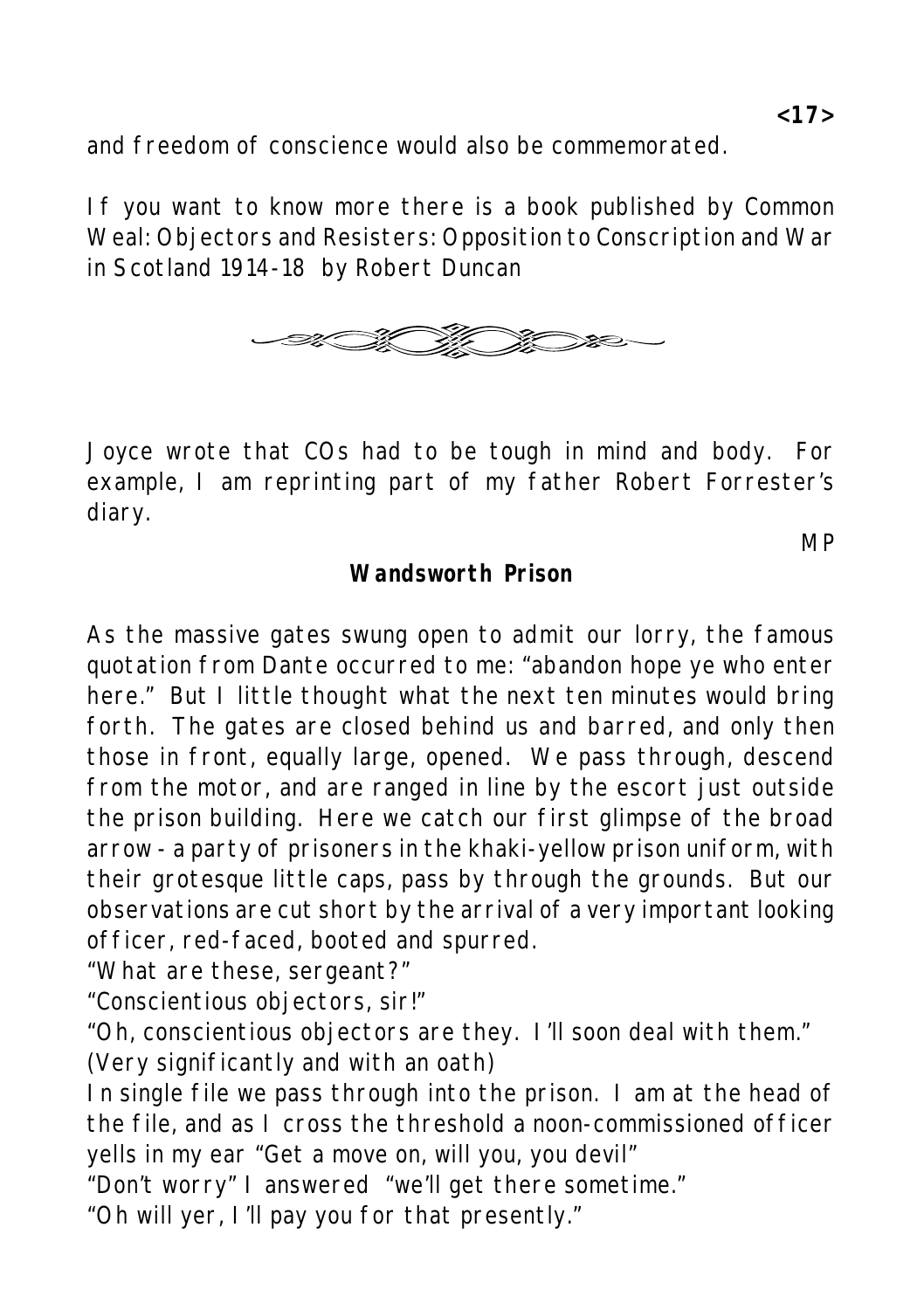and freedom of conscience would also be commemorated.

If you want to know more there is a book published by Common Weal: Objectors and Resisters: Opposition to Conscription and War in Scotland 1914-18 by Robert Duncan

Joyce wrote that COs had to be tough in mind and body. For example, I am reprinting part of my father Robert Forrester's diary.

MP

**Wandsworth Prison**

As the massive gates swung open to admit our lorry, the famous quotation from Dante occurred to me: "abandon hope ye who enter here." But I little thought what the next ten minutes would bring forth. The gates are closed behind us and barred, and only then those in front, equally large, opened. We pass through, descend from the motor, and are ranged in line by the escort just outside the prison building. Here we catch our first glimpse of the broad arrow - a party of prisoners in the khaki-yellow prison uniform, with their grotesque little caps, pass by through the grounds. But our observations are cut short by the arrival of a very important looking officer, red-faced, booted and spurred.

"What are these, sergeant?"

"Conscientious objectors, sir!"

"Oh, conscientious objectors are they. I'll soon deal with them." (Very significantly and with an oath)

In single file we pass through into the prison. I am at the head of the file, and as I cross the threshold a noon-commissioned officer yells in my ear "Get a move on, will you, you devil"

"Don't worry" I answered "we'll get there sometime."

"Oh will yer, I'll pay you for that presently."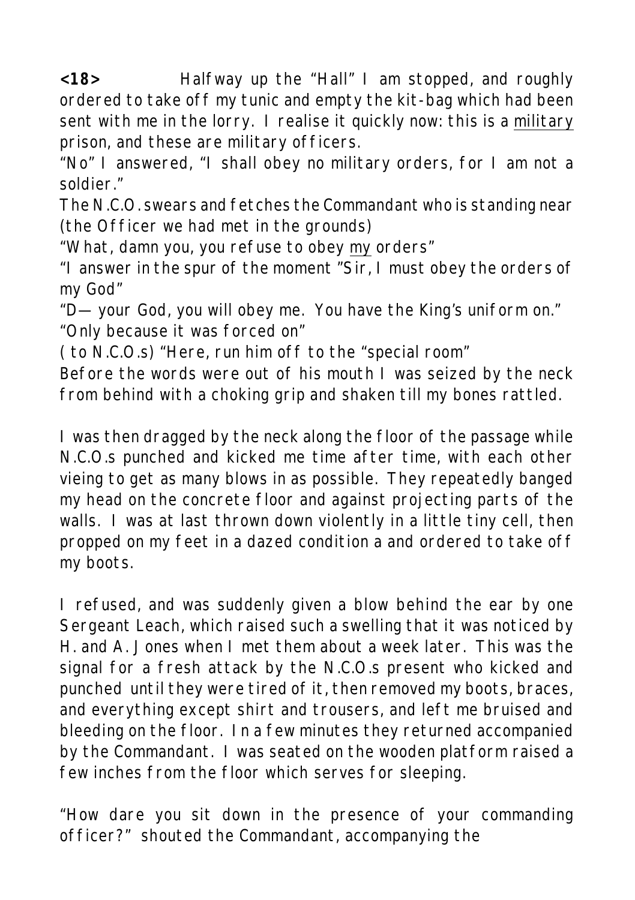**<18>** Halfway up the "Hall" I am stopped, and roughly ordered to take off my tunic and empty the kit-bag which had been sent with me in the lorry. I realise it quickly now: this is a <u>military</u> prison, and these are military officers.

"No" I answered, "I shall obey no military orders, for I am not a soldier."

The N.C.O. swears and fetches the Commandant who is standing near (the Officer we had met in the grounds)

"What, damn you, you refuse to obey <u>my</u> orders"

"I answer in the spur of the moment "Sir, I must obey the orders of my God"

"D— your God, you will obey me. You have the King's uniform on."

"Only because it was forced on"

( to N.C.O.s) "Here, run him off to the "special room"

Before the words were out of his mouth I was seized by the neck from behind with a choking grip and shaken till my bones rattled.

I was then dragged by the neck along the floor of the passage while N.C.O.s punched and kicked me time after time, with each other vieing to get as many blows in as possible. They repeatedly banged my head on the concrete floor and against projecting parts of the walls. I was at last thrown down violently in a little tiny cell, then propped on my feet in a dazed condition a and ordered to take off my boots.

I refused, and was suddenly given a blow behind the ear by one Sergeant Leach, which raised such a swelling that it was noticed by H. and A. Jones when I met them about a week later. This was the signal for a fresh attack by the N.C.O.s present who kicked and punched until they were tired of it, then removed my boots, braces, and everything except shirt and trousers, and left me bruised and bleeding on the floor. In a few minutes they returned accompanied by the Commandant. I was seated on the wooden platform raised a few inches from the floor which serves for sleeping.

"How dare you sit down in the presence of your commanding officer?" shouted the Commandant, accompanying the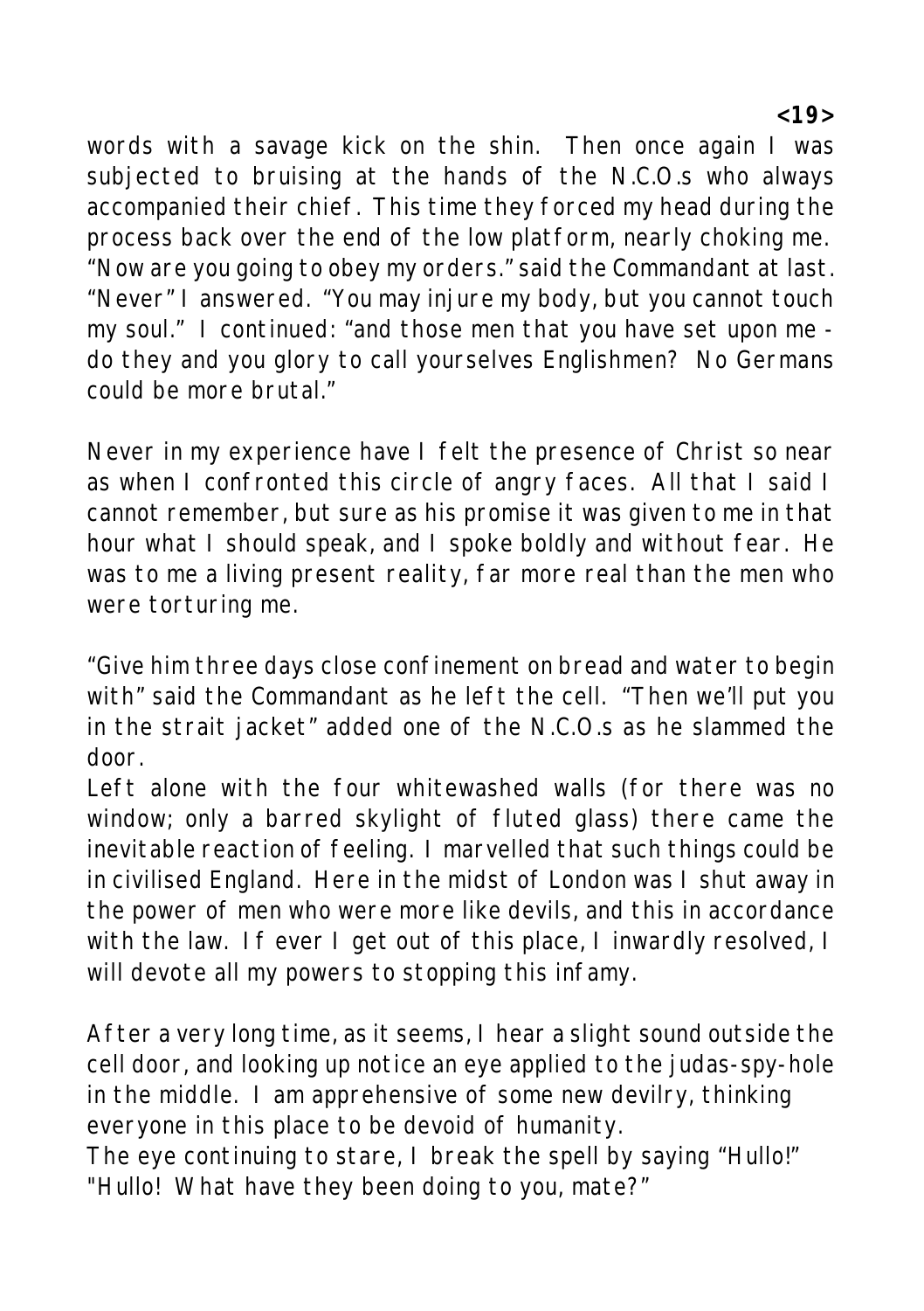words with a savage kick on the shin. Then once again I was subjected to bruising at the hands of the N.C.O.s who always accompanied their chief. This time they forced my head during the process back over the end of the low platform, nearly choking me. "Now are you going to obey my orders." said the Commandant at last. "Never" I answered. "You may injure my body, but you cannot touch my soul." I continued: "and those men that you have set upon me - do they and you glory to call yourselves Englishmen? No Germans could be more brutal."

Never in my experience have I felt the presence of Christ so near as when I confronted this circle of angry faces. All that I said I cannot remember, but sure as his promise it was given to me in that hour what I should speak, and I spoke boldly and without fear. He was to me a living present reality, far more real than the men who were torturing me.

"Give him three days close confinement on bread and water to begin with" said the Commandant as he left the cell. "Then we'll put you in the strait jacket" added one of the N.C.O.s as he slammed the door.

Left alone with the four whitewashed walls (for there was no window; only a barred skylight of fluted glass) there came the inevitable reaction of feeling. I marvelled that such things could be in civilised England. Here in the midst of London was I shut away in the power of men who were more like devils, and this in accordance with the law. If ever I get out of this place, I inwardly resolved, I will devote all my powers to stopping this infamy.

After a very long time, as it seems, I hear a slight sound outside the cell door, and looking up notice an eye applied to the judas-spy-hole in the middle. I am apprehensive of some new devilry, thinking everyone in this place to be devoid of humanity.

The eye continuing to stare, I break the spell by saying "Hullo!"

"Hullo! What have they been doing to you, mate?"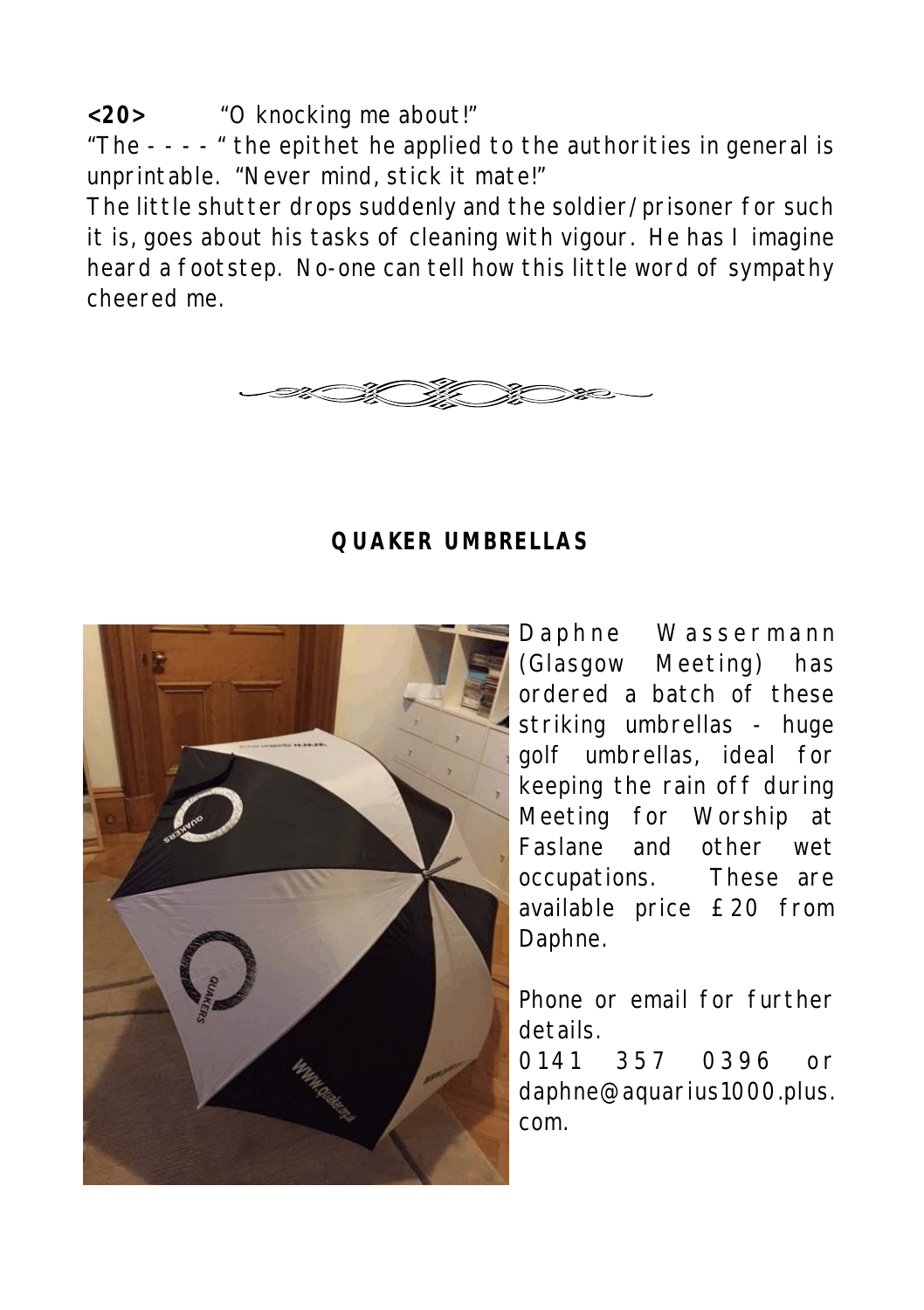**<20>** "O knocking me about!"

"The - - - - " the epithet he applied to the authorities in general is unprintable. "Never mind, stick it mate!"

The little shutter drops suddenly and the soldier/prisoner for such it is, goes about his tasks of cleaning with vigour. He has I imagine heard a footstep. No-one can tell how this little word of sympathy cheered me.

## QUAKER UMBRELLAS

Daphne Wassermann (Glasgow Meeting) has ordered a batch of these striking umbrellas - huge golf umbrellas, ideal for keeping the rain off during Meeting for Worship at Faslane and other wet occupations. These are available price £20 from Daphne.

Phone or email for further details.
0141 357 0396 or daphne@aquarius1000.plus.com.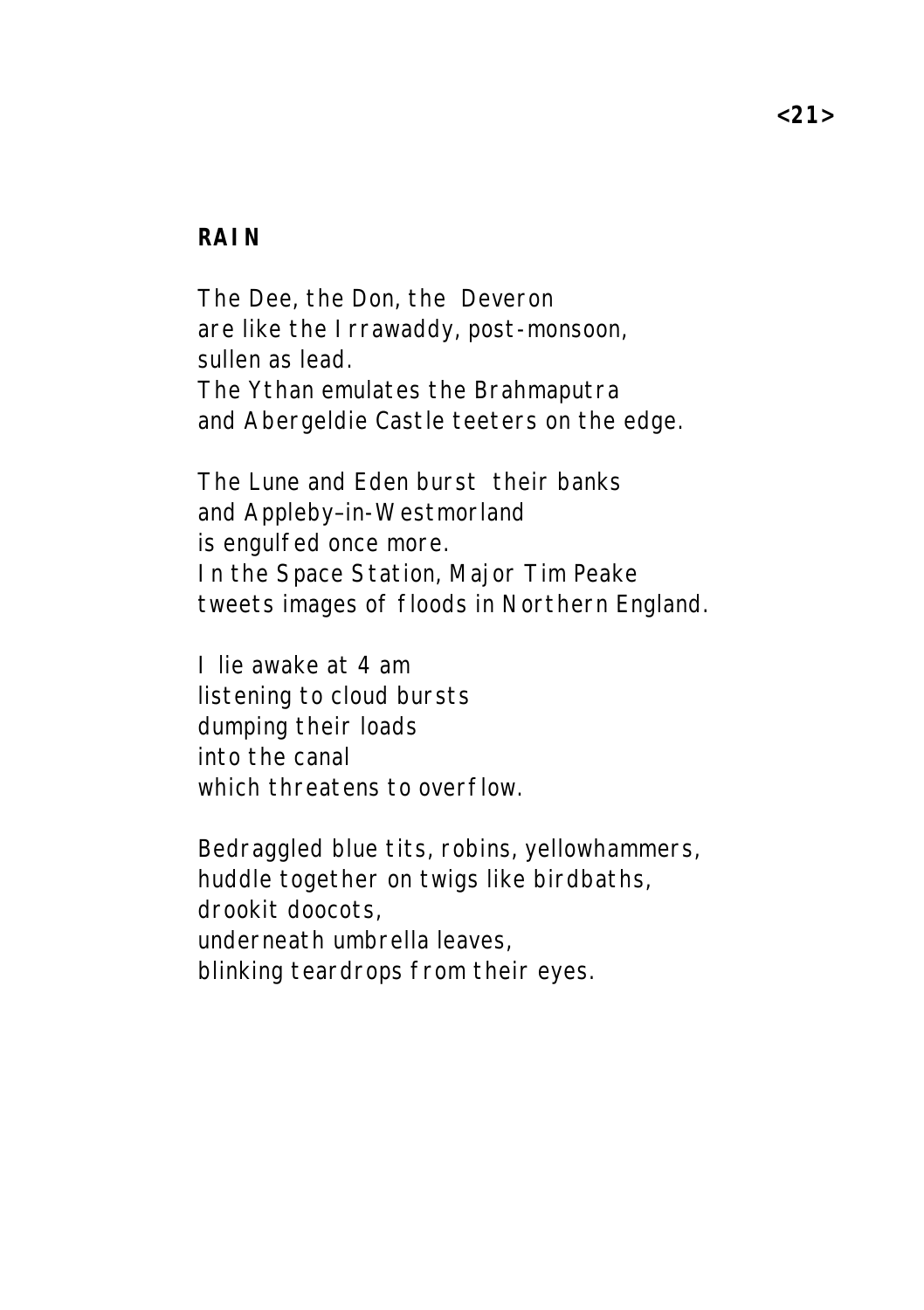## RAIN

The Dee, the Don, the Deveron  
are like the Irrawaddy, post-monsoon,  
sullen as lead.  
The Ythan emulates the Brahmaputra  
and Abergeldie Castle teeters on the edge.

The Lune and Eden burst their banks  
and Appleby–in-Westmorland  
is engulfed once more.  
In the Space Station, Major Tim Peake  
tweets images of floods in Northern England.

I lie awake at 4 am  
listening to cloud bursts  
dumping their loads  
into the canal  
which threatens to overflow.

Bedraggled blue tits, robins, yellowhammers,  
huddle together on twigs like birdbaths,  
drookit doocots,  
underneath umbrella leaves,  
blinking teardrops from their eyes.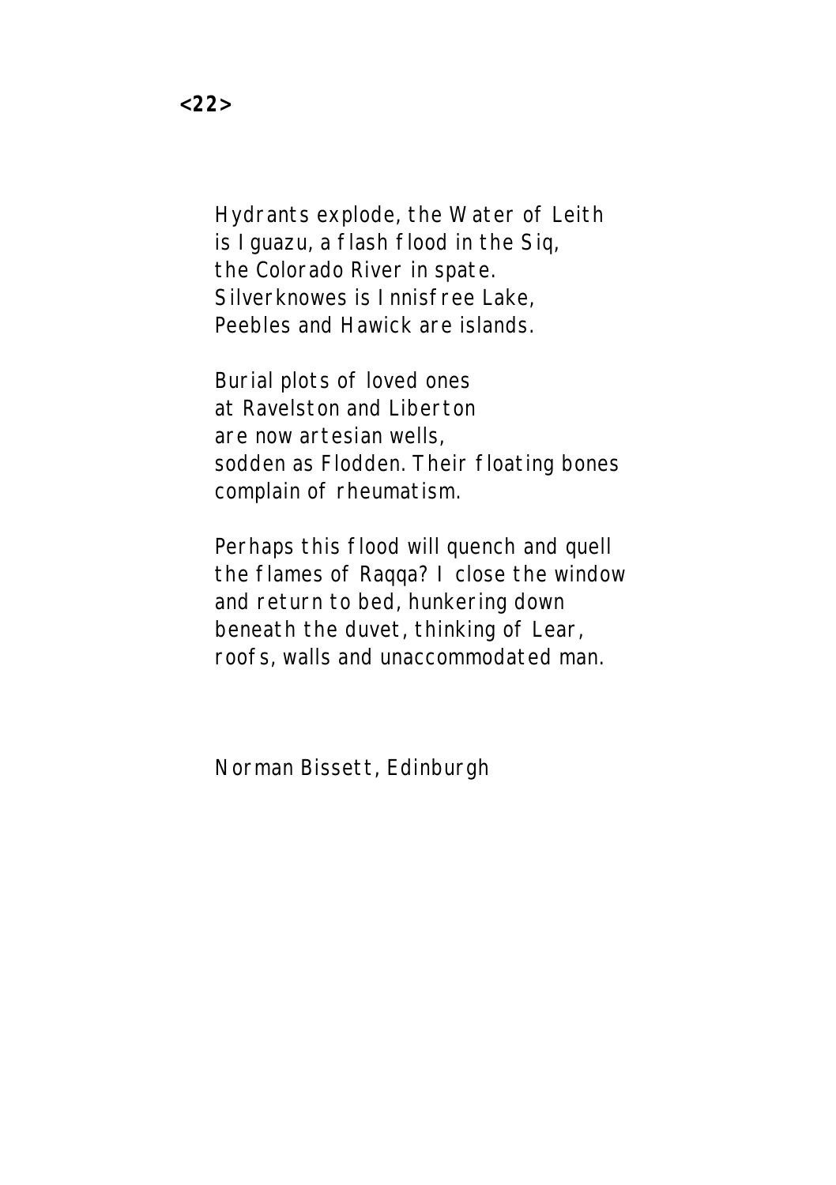**<22>**

Hydrants explode, the Water of Leith
is Iguazu, a flash flood in the Siq,
the Colorado River in spate.
Silverknowes is Innisfree Lake,
Peebles and Hawick are islands.

Burial plots of loved ones
at Ravelston and Liberton
are now artesian wells,
sodden as Flodden. Their floating bones
complain of rheumatism.

Perhaps this flood will quench and quell
the flames of Raqqa? I close the window
and return to bed, hunkering down
beneath the duvet, thinking of Lear,
roofs, walls and unaccommodated man.

Norman Bissett, Edinburgh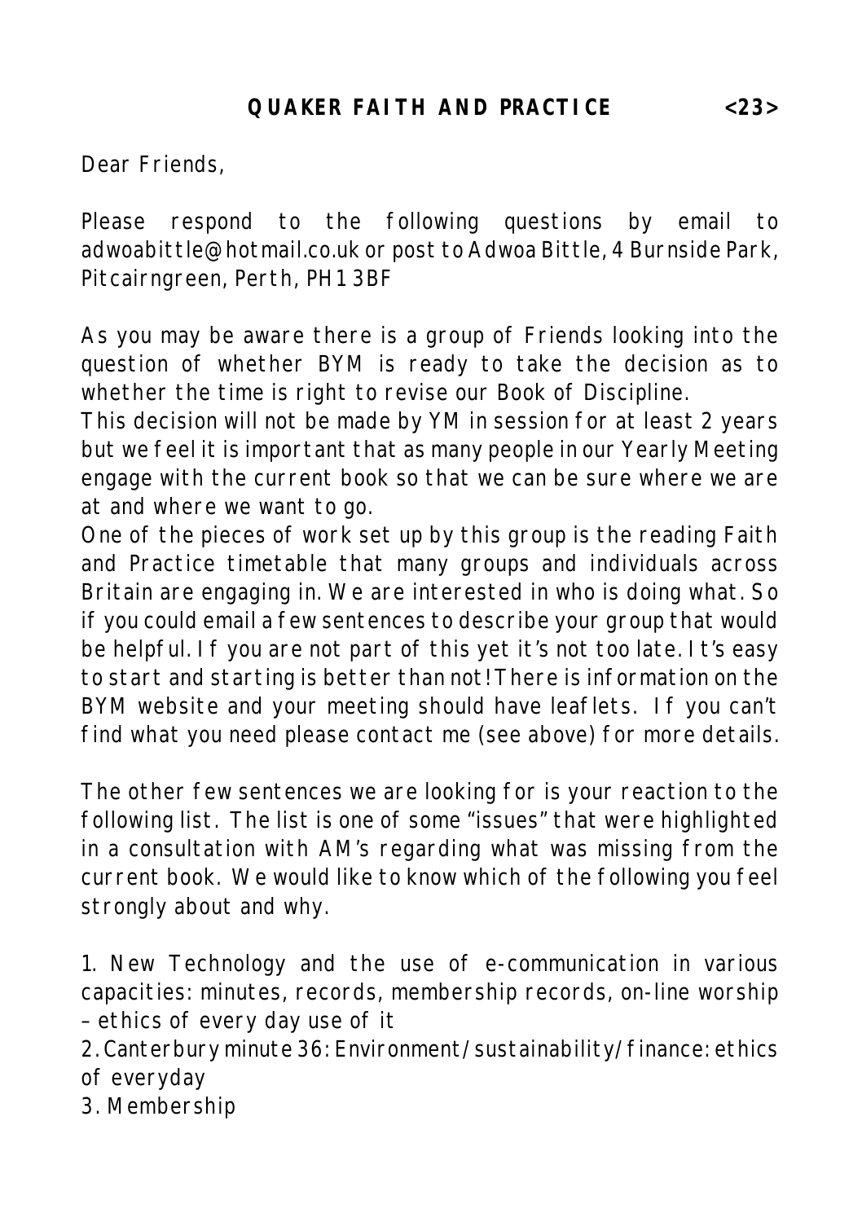Dear Friends,

Please respond to the following questions by email to adwoabittle@hotmail.co.uk or post to Adwoa Bittle, 4 Burnside Park, Pitcairngreen, Perth, PH1 3BF

As you may be aware there is a group of Friends looking into the question of whether BYM is ready to take the decision as to whether the time is right to revise our Book of Discipline.

This decision will not be made by YM in session for at least 2 years but we feel it is important that as many people in our Yearly Meeting engage with the current book so that we can be sure where we are at and where we want to go.

One of the pieces of work set up by this group is the reading Faith and Practice timetable that many groups and individuals across Britain are engaging in. We are interested in who is doing what. So if you could email a few sentences to describe your group that would be helpful. If you are not part of this yet it's not too late. It's easy to start and starting is better than not! There is information on the BYM website and your meeting should have leaflets. If you can't find what you need please contact me (see above) for more details.

The other few sentences we are looking for is your reaction to the following list. The list is one of some "issues" that were highlighted in a consultation with AM's regarding what was missing from the current book. We would like to know which of the following you feel strongly about and why.

1. New Technology and the use of e-communication in various capacities: minutes, records, membership records, on-line worship – ethics of every day use of it
2. Canterbury minute 36: Environment/sustainability/finance: ethics of everyday
3. Membership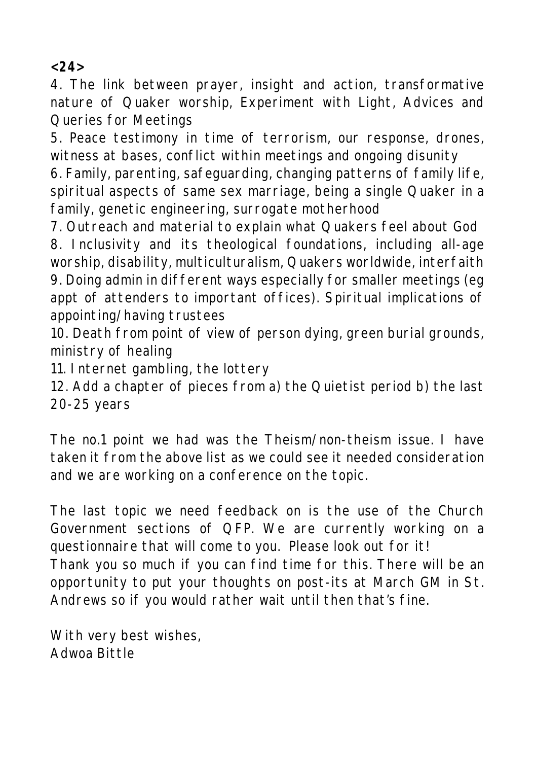4. The link between prayer, insight and action, transformative nature of Quaker worship, Experiment with Light, Advices and Queries for Meetings

5. Peace testimony in time of terrorism, our response, drones, witness at bases, conflict within meetings and ongoing disunity

6. Family, parenting, safeguarding, changing patterns of family life, spiritual aspects of same sex marriage, being a single Quaker in a family, genetic engineering, surrogate motherhood

7. Outreach and material to explain what Quakers feel about God

8. Inclusivity and its theological foundations, including all-age worship, disability, multiculturalism, Quakers worldwide, interfaith

9. Doing admin in different ways especially for smaller meetings (eg appt of attenders to important offices). Spiritual implications of appointing/having trustees

10. Death from point of view of person dying, green burial grounds, ministry of healing

11. Internet gambling, the lottery

12. Add a chapter of pieces from a) the Quietist period b) the last 20-25 years

The no.1 point we had was the Theism/non-theism issue. I have taken it from the above list as we could see it needed consideration and we are working on a conference on the topic.

The last topic we need feedback on is the use of the Church Government sections of QFP. We are currently working on a questionnaire that will come to you. Please look out for it!
Thank you so much if you can find time for this. There will be an opportunity to put your thoughts on post-its at March GM in St. Andrews so if you would rather wait until then that's fine.

With very best wishes,
Adwoa Bittle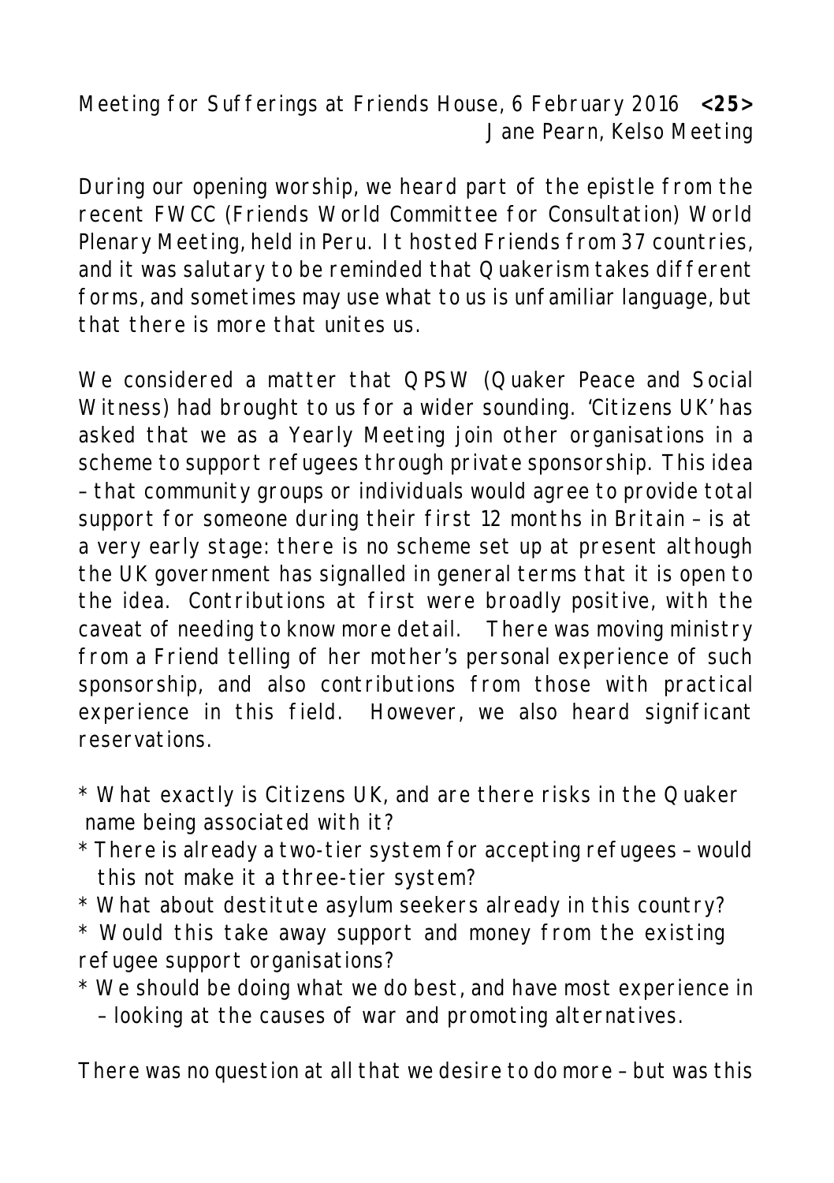Meeting for Sufferings at Friends House, 6 February 2016 **<25>**
Jane Pearn, Kelso Meeting

During our opening worship, we heard part of the epistle from the recent FWCC (Friends World Committee for Consultation) World Plenary Meeting, held in Peru. It hosted Friends from 37 countries, and it was salutary to be reminded that Quakerism takes different forms, and sometimes may use what to us is unfamiliar language, but that there is more that unites us.

We considered a matter that QPSW (Quaker Peace and Social Witness) had brought to us for a wider sounding. 'Citizens UK' has asked that we as a Yearly Meeting join other organisations in a scheme to support refugees through private sponsorship. This idea – that community groups or individuals would agree to provide total support for someone during their first 12 months in Britain – is at a very early stage: there is no scheme set up at present although the UK government has signalled in general terms that it is open to the idea. Contributions at first were broadly positive, with the caveat of needing to know more detail. There was moving ministry from a Friend telling of her mother's personal experience of such sponsorship, and also contributions from those with practical experience in this field. However, we also heard significant reservations.

* What exactly is Citizens UK, and are there risks in the Quaker name being associated with it?
* There is already a two-tier system for accepting refugees – would this not make it a three-tier system?
* What about destitute asylum seekers already in this country?
* Would this take away support and money from the existing refugee support organisations?
* We should be doing what we do best, and have most experience in – looking at the causes of war and promoting alternatives.

There was no question at all that we desire to do more – but was this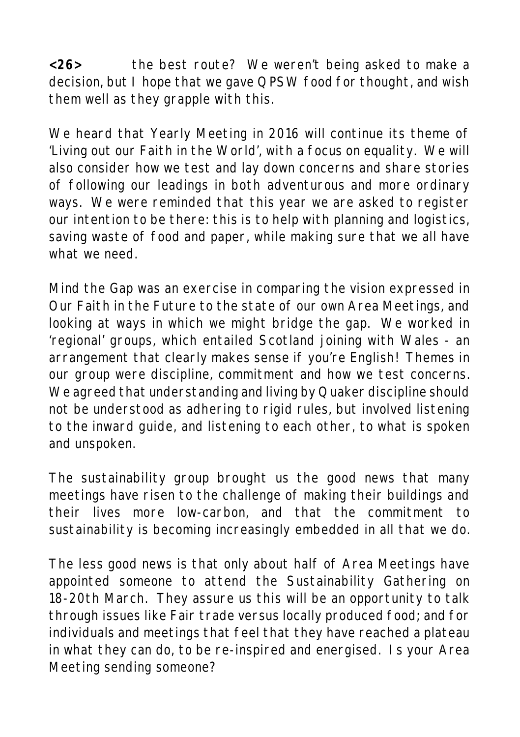**<26>** the best route? We weren't being asked to make a decision, but I hope that we gave QPSW food for thought, and wish them well as they grapple with this.

We heard that Yearly Meeting in 2016 will continue its theme of 'Living out our Faith in the World', with a focus on equality. We will also consider how we test and lay down concerns and share stories of following our leadings in both adventurous and more ordinary ways. We were reminded that this year we are asked to register our intention to be there: this is to help with planning and logistics, saving waste of food and paper, while making sure that we all have what we need.

Mind the Gap was an exercise in comparing the vision expressed in Our Faith in the Future to the state of our own Area Meetings, and looking at ways in which we might bridge the gap. We worked in 'regional' groups, which entailed Scotland joining with Wales - an arrangement that clearly makes sense if you're English! Themes in our group were discipline, commitment and how we test concerns. We agreed that understanding and living by Quaker discipline should not be understood as adhering to rigid rules, but involved listening to the inward guide, and listening to each other, to what is spoken and unspoken.

The sustainability group brought us the good news that many meetings have risen to the challenge of making their buildings and their lives more low-carbon, and that the commitment to sustainability is becoming increasingly embedded in all that we do.

The less good news is that only about half of Area Meetings have appointed someone to attend the Sustainability Gathering on 18-20th March. They assure us this will be an opportunity to talk through issues like Fair trade versus locally produced food; and for individuals and meetings that feel that they have reached a plateau in what they can do, to be re-inspired and energised. Is your Area Meeting sending someone?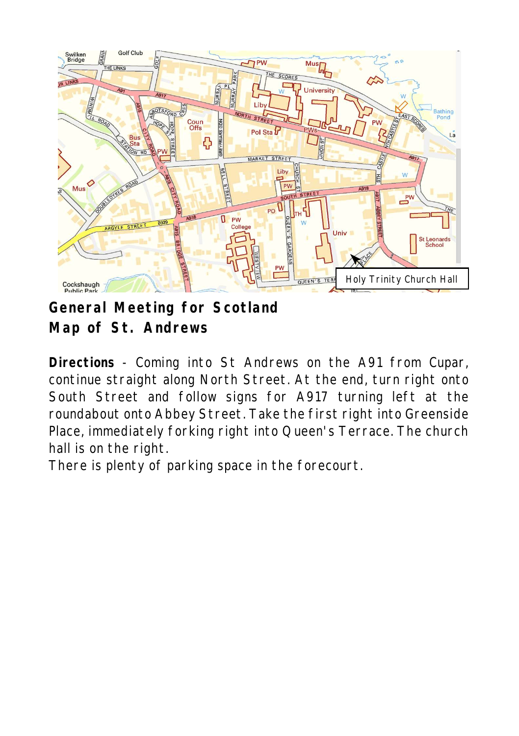## General Meeting for Scotland
## Map of St. Andrews

**Directions** - Coming into St Andrews on the A91 from Cupar, continue straight along North Street. At the end, turn right onto South Street and follow signs for A917 turning left at the roundabout onto Abbey Street. Take the first right into Greenside Place, immediately forking right into Queen's Terrace. The church hall is on the right.

There is plenty of parking space in the forecourt.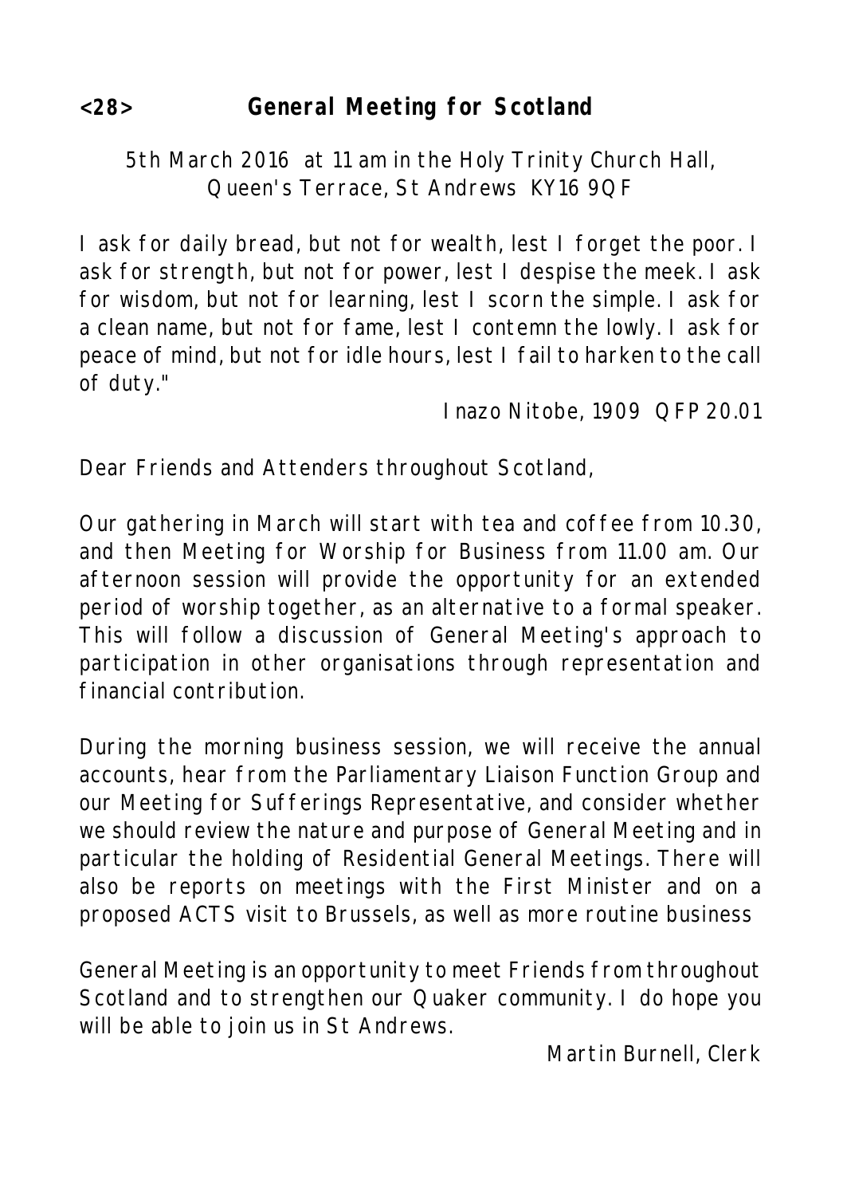## <28> General Meeting for Scotland

5th March 2016 at 11 am in the Holy Trinity Church Hall, Queen's Terrace, St Andrews KY16 9QF

I ask for daily bread, but not for wealth, lest I forget the poor. I ask for strength, but not for power, lest I despise the meek. I ask for wisdom, but not for learning, lest I scorn the simple. I ask for a clean name, but not for fame, lest I contemn the lowly. I ask for peace of mind, but not for idle hours, lest I fail to harken to the call of duty."

Inazo Nitobe, 1909 QFP 20.01

Dear Friends and Attenders throughout Scotland,

Our gathering in March will start with tea and coffee from 10.30, and then Meeting for Worship for Business from 11.00 am. Our afternoon session will provide the opportunity for an extended period of worship together, as an alternative to a formal speaker. This will follow a discussion of General Meeting's approach to participation in other organisations through representation and financial contribution.

During the morning business session, we will receive the annual accounts, hear from the Parliamentary Liaison Function Group and our Meeting for Sufferings Representative, and consider whether we should review the nature and purpose of General Meeting and in particular the holding of Residential General Meetings. There will also be reports on meetings with the First Minister and on a proposed ACTS visit to Brussels, as well as more routine business

General Meeting is an opportunity to meet Friends from throughout Scotland and to strengthen our Quaker community. I do hope you will be able to join us in St Andrews.

Martin Burnell, Clerk